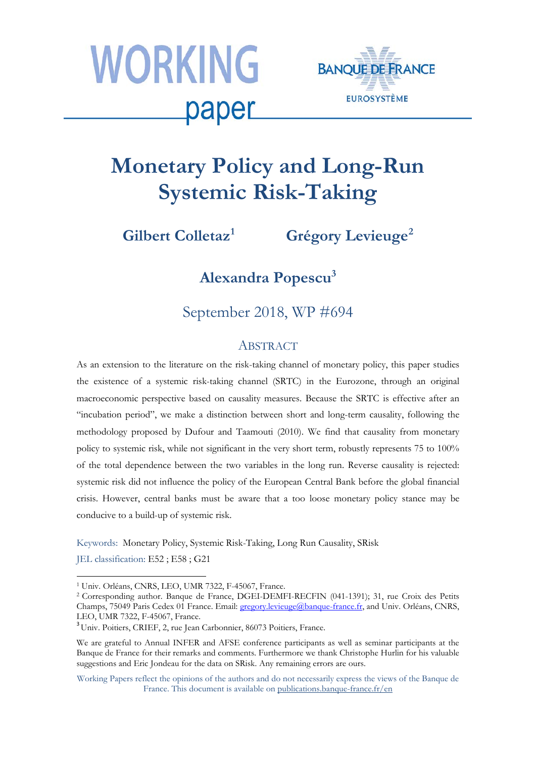WORKING paper

BANQUE DE FRANCE

EUROSYSTÈME

# Monetary Policy and Long-Run Systemic Risk-Taking

**Gilbert Colletaz**[1] **Grégory Levieuge**[2]

**Alexandra Popescu**[3]

September 2018, WP #694

## Abstract

As an extension to the literature on the risk-taking channel of monetary policy, this paper studies the existence of a systemic risk-taking channel (SRTC) in the Eurozone, through an original macroeconomic perspective based on causality measures. Because the SRTC is effective after an "incubation period", we make a distinction between short and long-term causality, following the methodology proposed by Dufour and Taamouti (2010). We find that causality from monetary policy to systemic risk, while not significant in the very short term, robustly represents 75 to 100% of the total dependence between the two variables in the long run. Reverse causality is rejected: systemic risk did not influence the policy of the European Central Bank before the global financial crisis. However, central banks must be aware that a too loose monetary policy stance may be conducive to a build-up of systemic risk.

Keywords: Monetary Policy, Systemic Risk-Taking, Long Run Causality, SRisk

JEL classification: E52 ; E58 ; G21

---

[1] Univ. Orléans, CNRS, LEO, UMR 7322, F-45067, France.

[2] Corresponding author. Banque de France, DGEI-DEMFI-RECFIN (041-1391); 31, rue Croix des Petits Champs, 75049 Paris Cedex 01 France. Email: gregory.levieuge@banque-france.fr, and Univ. Orléans, CNRS, LEO, UMR 7322, F-45067, France.

[3] Univ. Poitiers, CRIEF, 2, rue Jean Carbonnier, 86073 Poitiers, France.

We are grateful to Annual INFER and AFSE conference participants as well as seminar participants at the Banque de France for their remarks and comments. Furthermore we thank Christophe Hurlin for his valuable suggestions and Eric Jondeau for the data on SRisk. Any remaining errors are ours.

Working Papers reflect the opinions of the authors and do not necessarily express the views of the Banque de France. This document is available on publications.banque-france.fr/en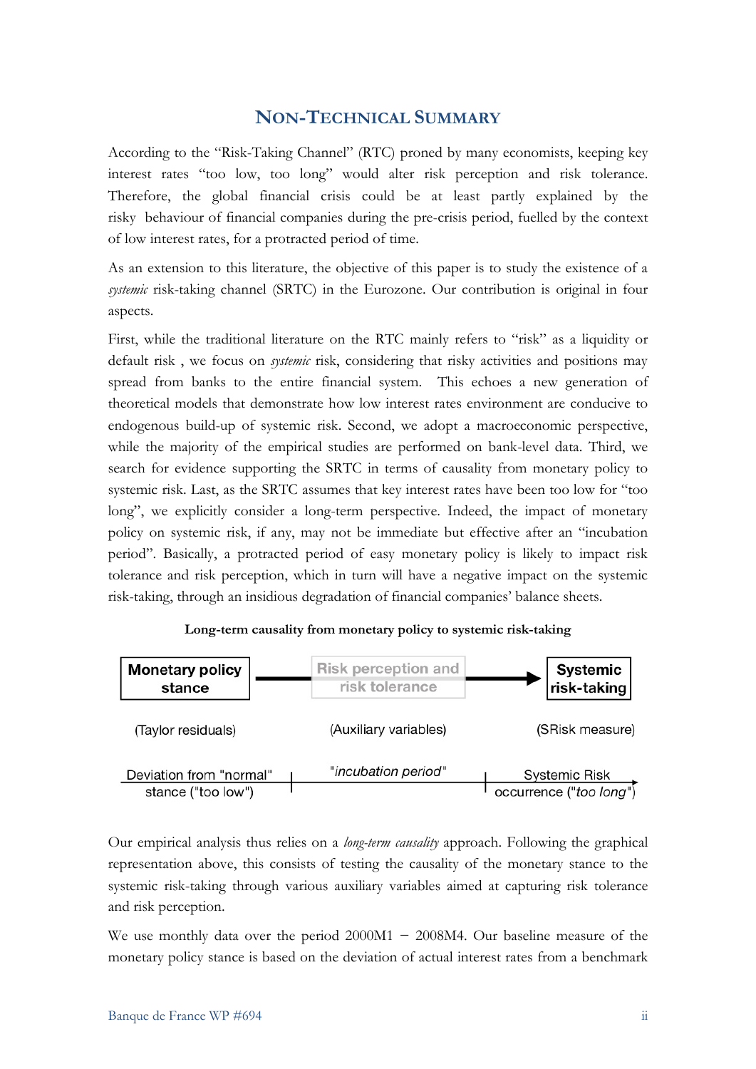## NON-TECHNICAL SUMMARY

According to the "Risk-Taking Channel" (RTC) proned by many economists, keeping key interest rates "too low, too long" would alter risk perception and risk tolerance. Therefore, the global financial crisis could be at least partly explained by the risky behaviour of financial companies during the pre-crisis period, fuelled by the context of low interest rates, for a protracted period of time.

As an extension to this literature, the objective of this paper is to study the existence of a *systemic* risk-taking channel (SRTC) in the Eurozone. Our contribution is original in four aspects.

First, while the traditional literature on the RTC mainly refers to "risk" as a liquidity or default risk , we focus on *systemic* risk, considering that risky activities and positions may spread from banks to the entire financial system. This echoes a new generation of theoretical models that demonstrate how low interest rates environment are conducive to endogenous build-up of systemic risk. Second, we adopt a macroeconomic perspective, while the majority of the empirical studies are performed on bank-level data. Third, we search for evidence supporting the SRTC in terms of causality from monetary policy to systemic risk. Last, as the SRTC assumes that key interest rates have been too low for "too long", we explicitly consider a long-term perspective. Indeed, the impact of monetary policy on systemic risk, if any, may not be immediate but effective after an "incubation period". Basically, a protracted period of easy monetary policy is likely to impact risk tolerance and risk perception, which in turn will have a negative impact on the systemic risk-taking, through an insidious degradation of financial companies' balance sheets.

**Long-term causality from monetary policy to systemic risk-taking**

| Monetary policy stance | Risk perception and risk tolerance | Systemic risk-taking |
|---|---|---|
| (Taylor residuals) | (Auxiliary variables) | (SRisk measure) |
| Deviation from "normal" stance ("too low") | "*incubation period*" | Systemic Risk occurrence ("*too long*") |

Our empirical analysis thus relies on a *long-term causality* approach. Following the graphical representation above, this consists of testing the causality of the monetary stance to the systemic risk-taking through various auxiliary variables aimed at capturing risk tolerance and risk perception.

We use monthly data over the period 2000M1 − 2008M4. Our baseline measure of the monetary policy stance is based on the deviation of actual interest rates from a benchmark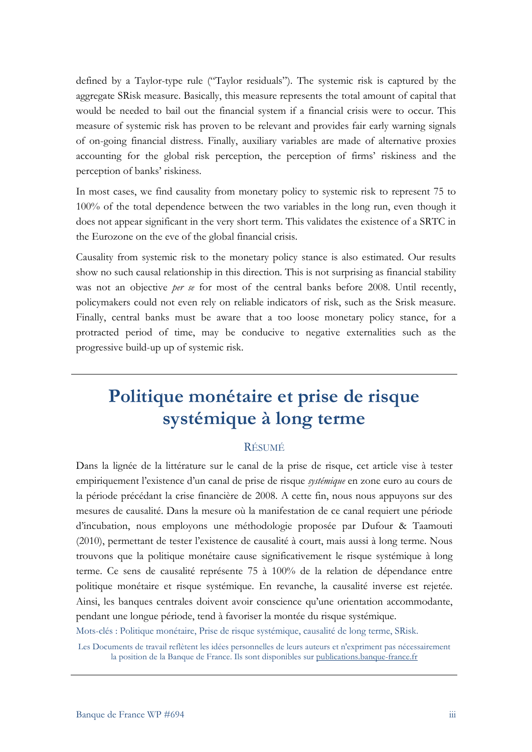defined by a Taylor-type rule ("Taylor residuals"). The systemic risk is captured by the aggregate SRisk measure. Basically, this measure represents the total amount of capital that would be needed to bail out the financial system if a financial crisis were to occur. This measure of systemic risk has proven to be relevant and provides fair early warning signals of on-going financial distress. Finally, auxiliary variables are made of alternative proxies accounting for the global risk perception, the perception of firms' riskiness and the perception of banks' riskiness.

In most cases, we find causality from monetary policy to systemic risk to represent 75 to 100% of the total dependence between the two variables in the long run, even though it does not appear significant in the very short term. This validates the existence of a SRTC in the Eurozone on the eve of the global financial crisis.

Causality from systemic risk to the monetary policy stance is also estimated. Our results show no such causal relationship in this direction. This is not surprising as financial stability was not an objective *per se* for most of the central banks before 2008. Until recently, policymakers could not even rely on reliable indicators of risk, such as the Srisk measure. Finally, central banks must be aware that a too loose monetary policy stance, for a protracted period of time, may be conducive to negative externalities such as the progressive build-up up of systemic risk.

---

# Politique monétaire et prise de risque systémique à long terme

## RÉSUMÉ

Dans la lignée de la littérature sur le canal de la prise de risque, cet article vise à tester empiriquement l'existence d'un canal de prise de risque *systémique* en zone euro au cours de la période précédant la crise financière de 2008. A cette fin, nous nous appuyons sur des mesures de causalité. Dans la mesure où la manifestation de ce canal requiert une période d'incubation, nous employons une méthodologie proposée par Dufour & Taamouti (2010), permettant de tester l'existence de causalité à court, mais aussi à long terme. Nous trouvons que la politique monétaire cause significativement le risque systémique à long terme. Ce sens de causalité représente 75 à 100% de la relation de dépendance entre politique monétaire et risque systémique. En revanche, la causalité inverse est rejetée. Ainsi, les banques centrales doivent avoir conscience qu'une orientation accommodante, pendant une longue période, tend à favoriser la montée du risque systémique.

Mots-clés : Politique monétaire, Prise de risque systémique, causalité de long terme, SRisk.

Les Documents de travail reflètent les idées personnelles de leurs auteurs et n'expriment pas nécessairement la position de la Banque de France. Ils sont disponibles sur publications.banque-france.fr

---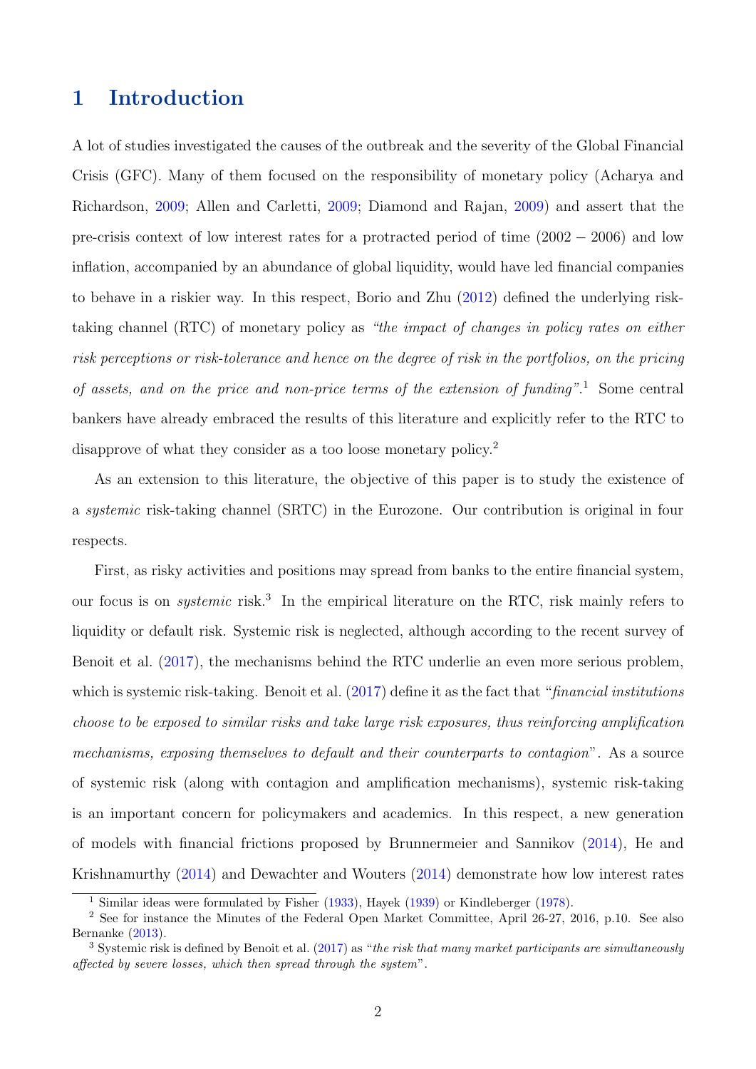# 1 Introduction

A lot of studies investigated the causes of the outbreak and the severity of the Global Financial Crisis (GFC). Many of them focused on the responsibility of monetary policy (Acharya and Richardson, 2009; Allen and Carletti, 2009; Diamond and Rajan, 2009) and assert that the pre-crisis context of low interest rates for a protracted period of time ($2002-2006$) and low inflation, accompanied by an abundance of global liquidity, would have led financial companies to behave in a riskier way. In this respect, Borio and Zhu (2012) defined the underlying risk-taking channel (RTC) of monetary policy as *"the impact of changes in policy rates on either risk perceptions or risk-tolerance and hence on the degree of risk in the portfolios, on the pricing of assets, and on the price and non-price terms of the extension of funding"*.[1] Some central bankers have already embraced the results of this literature and explicitly refer to the RTC to disapprove of what they consider as a too loose monetary policy.[2]

As an extension to this literature, the objective of this paper is to study the existence of a *systemic* risk-taking channel (SRTC) in the Eurozone. Our contribution is original in four respects.

First, as risky activities and positions may spread from banks to the entire financial system, our focus is on *systemic* risk.[3] In the empirical literature on the RTC, risk mainly refers to liquidity or default risk. Systemic risk is neglected, although according to the recent survey of Benoit et al. (2017), the mechanisms behind the RTC underlie an even more serious problem, which is systemic risk-taking. Benoit et al. (2017) define it as the fact that "*financial institutions choose to be exposed to similar risks and take large risk exposures, thus reinforcing amplification mechanisms, exposing themselves to default and their counterparts to contagion*". As a source of systemic risk (along with contagion and amplification mechanisms), systemic risk-taking is an important concern for policymakers and academics. In this respect, a new generation of models with financial frictions proposed by Brunnermeier and Sannikov (2014), He and Krishnamurthy (2014) and Dewachter and Wouters (2014) demonstrate how low interest rates

[1] Similar ideas were formulated by Fisher (1933), Hayek (1939) or Kindleberger (1978).

[2] See for instance the Minutes of the Federal Open Market Committee, April 26-27, 2016, p.10. See also Bernanke (2013).

[3] Systemic risk is defined by Benoit et al. (2017) as "*the risk that many market participants are simultaneously affected by severe losses, which then spread through the system*".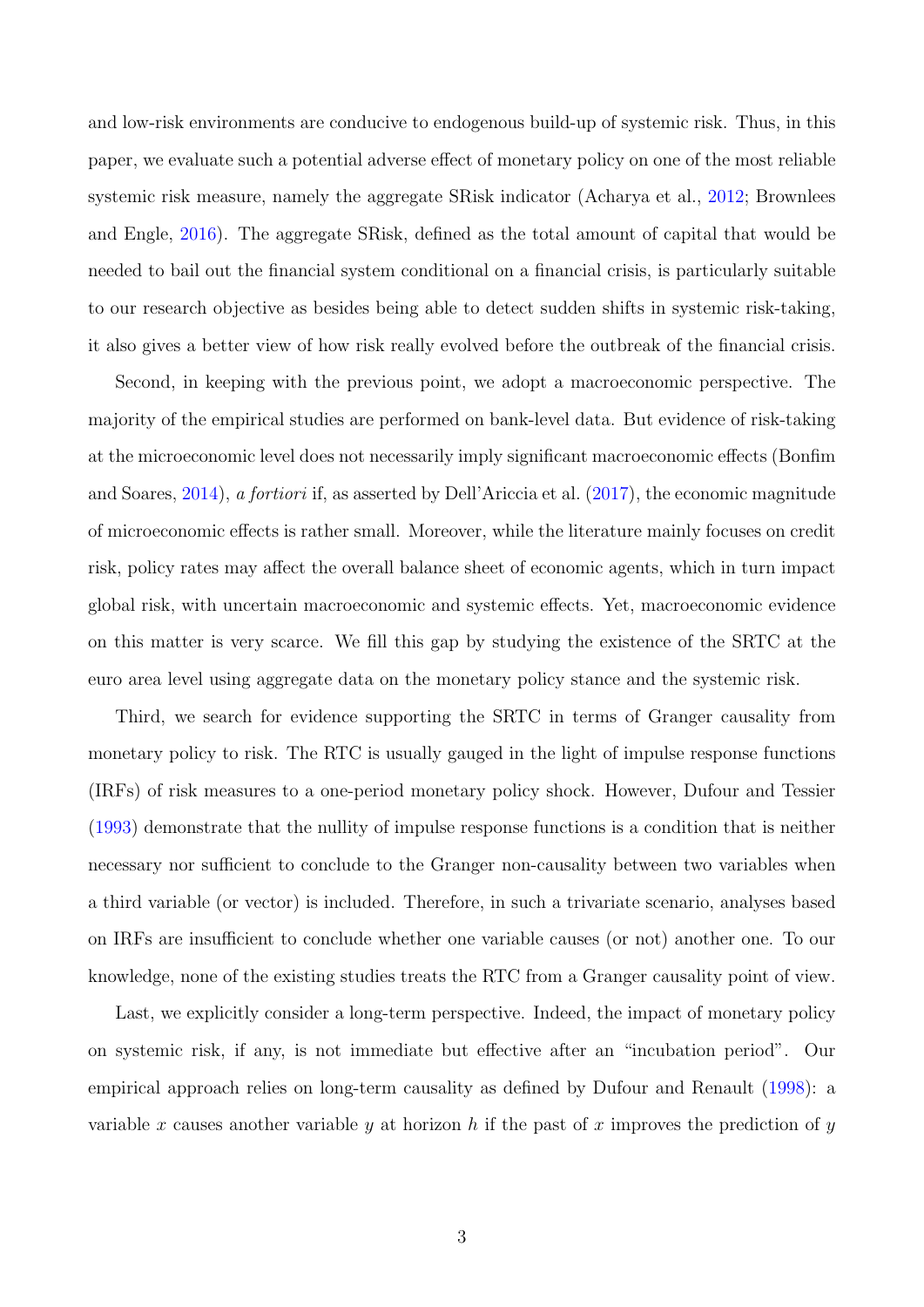and low-risk environments are conducive to endogenous build-up of systemic risk. Thus, in this paper, we evaluate such a potential adverse effect of monetary policy on one of the most reliable systemic risk measure, namely the aggregate SRisk indicator (Acharya et al., 2012; Brownlees and Engle, 2016). The aggregate SRisk, defined as the total amount of capital that would be needed to bail out the financial system conditional on a financial crisis, is particularly suitable to our research objective as besides being able to detect sudden shifts in systemic risk-taking, it also gives a better view of how risk really evolved before the outbreak of the financial crisis.

Second, in keeping with the previous point, we adopt a macroeconomic perspective. The majority of the empirical studies are performed on bank-level data. But evidence of risk-taking at the microeconomic level does not necessarily imply significant macroeconomic effects (Bonfim and Soares, 2014), *a fortiori* if, as asserted by Dell'Ariccia et al. (2017), the economic magnitude of microeconomic effects is rather small. Moreover, while the literature mainly focuses on credit risk, policy rates may affect the overall balance sheet of economic agents, which in turn impact global risk, with uncertain macroeconomic and systemic effects. Yet, macroeconomic evidence on this matter is very scarce. We fill this gap by studying the existence of the SRTC at the euro area level using aggregate data on the monetary policy stance and the systemic risk.

Third, we search for evidence supporting the SRTC in terms of Granger causality from monetary policy to risk. The RTC is usually gauged in the light of impulse response functions (IRFs) of risk measures to a one-period monetary policy shock. However, Dufour and Tessier (1993) demonstrate that the nullity of impulse response functions is a condition that is neither necessary nor sufficient to conclude to the Granger non-causality between two variables when a third variable (or vector) is included. Therefore, in such a trivariate scenario, analyses based on IRFs are insufficient to conclude whether one variable causes (or not) another one. To our knowledge, none of the existing studies treats the RTC from a Granger causality point of view.

Last, we explicitly consider a long-term perspective. Indeed, the impact of monetary policy on systemic risk, if any, is not immediate but effective after an "incubation period". Our empirical approach relies on long-term causality as defined by Dufour and Renault (1998): a variable $x$ causes another variable $y$ at horizon $h$ if the past of $x$ improves the prediction of $y$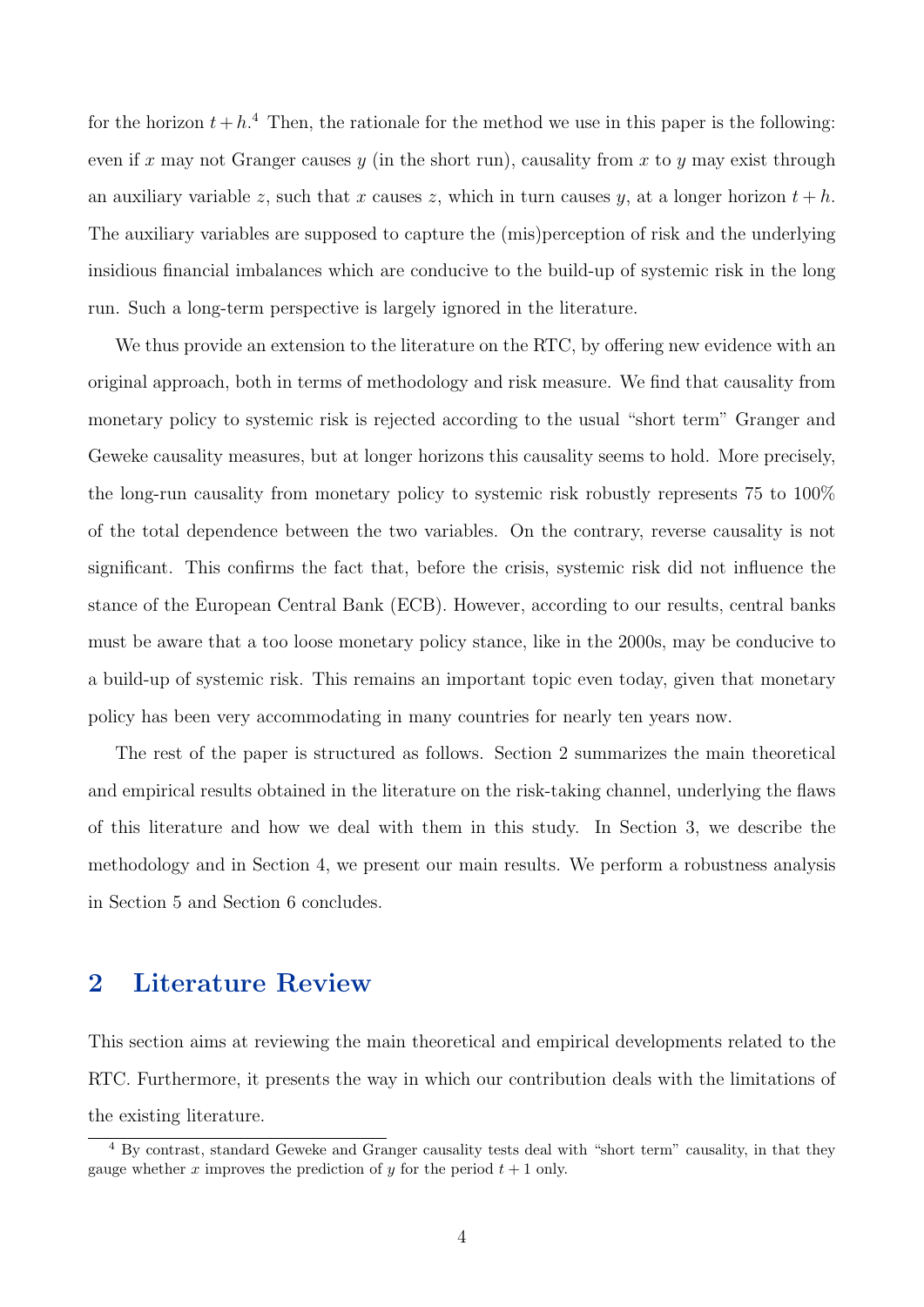for the horizon $t + h$.[4] Then, the rationale for the method we use in this paper is the following: even if $x$ may not Granger causes $y$ (in the short run), causality from $x$ to $y$ may exist through an auxiliary variable $z$, such that $x$ causes $z$, which in turn causes $y$, at a longer horizon $t + h$. The auxiliary variables are supposed to capture the (mis)perception of risk and the underlying insidious financial imbalances which are conducive to the build-up of systemic risk in the long run. Such a long-term perspective is largely ignored in the literature.

We thus provide an extension to the literature on the RTC, by offering new evidence with an original approach, both in terms of methodology and risk measure. We find that causality from monetary policy to systemic risk is rejected according to the usual "short term" Granger and Geweke causality measures, but at longer horizons this causality seems to hold. More precisely, the long-run causality from monetary policy to systemic risk robustly represents 75 to 100% of the total dependence between the two variables. On the contrary, reverse causality is not significant. This confirms the fact that, before the crisis, systemic risk did not influence the stance of the European Central Bank (ECB). However, according to our results, central banks must be aware that a too loose monetary policy stance, like in the 2000s, may be conducive to a build-up of systemic risk. This remains an important topic even today, given that monetary policy has been very accommodating in many countries for nearly ten years now.

The rest of the paper is structured as follows. Section 2 summarizes the main theoretical and empirical results obtained in the literature on the risk-taking channel, underlying the flaws of this literature and how we deal with them in this study. In Section 3, we describe the methodology and in Section 4, we present our main results. We perform a robustness analysis in Section 5 and Section 6 concludes.

## 2 Literature Review

This section aims at reviewing the main theoretical and empirical developments related to the RTC. Furthermore, it presents the way in which our contribution deals with the limitations of the existing literature.

[4] By contrast, standard Geweke and Granger causality tests deal with "short term" causality, in that they gauge whether $x$ improves the prediction of $y$ for the period $t + 1$ only.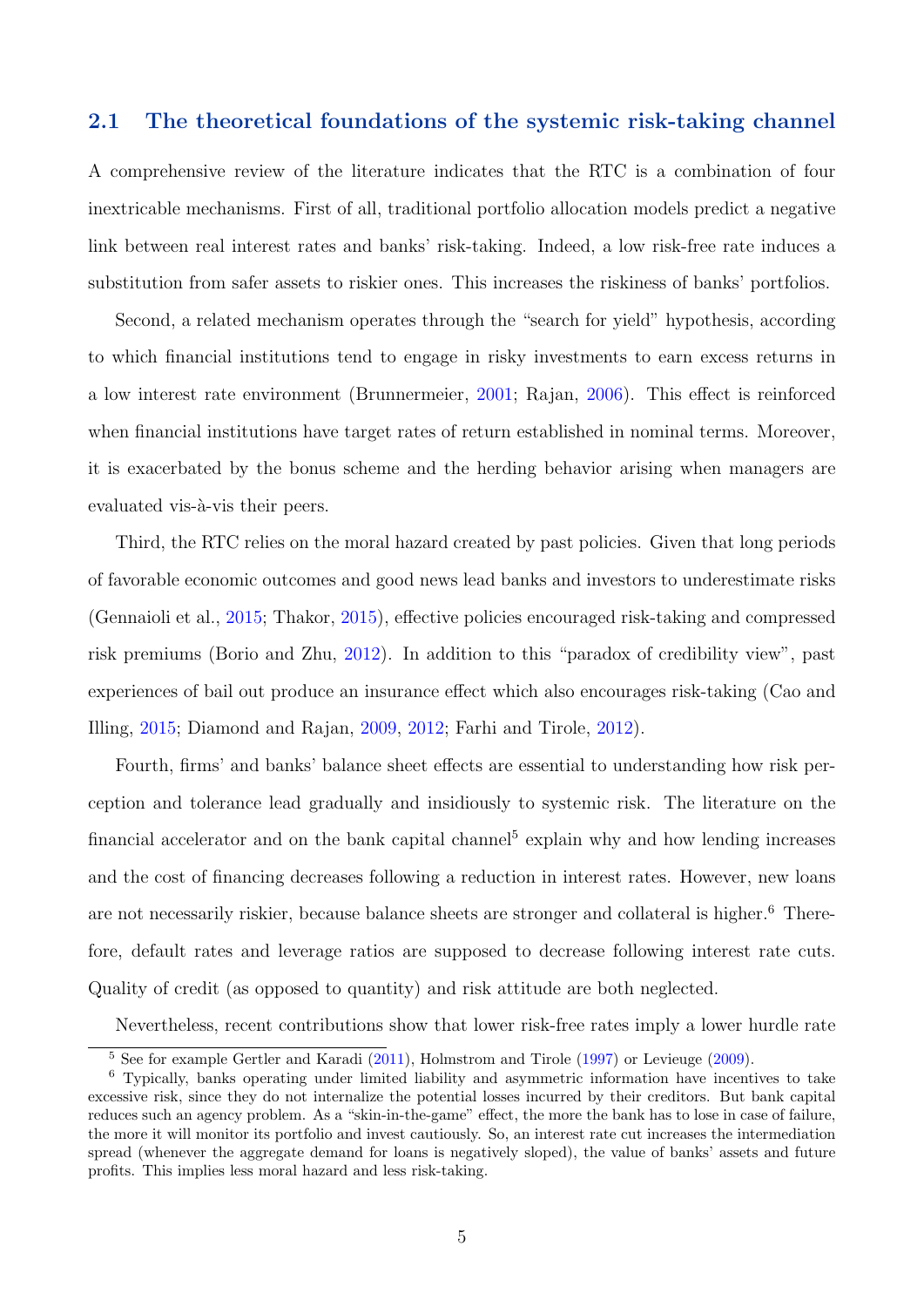## 2.1 The theoretical foundations of the systemic risk-taking channel

A comprehensive review of the literature indicates that the RTC is a combination of four inextricable mechanisms. First of all, traditional portfolio allocation models predict a negative link between real interest rates and banks' risk-taking. Indeed, a low risk-free rate induces a substitution from safer assets to riskier ones. This increases the riskiness of banks' portfolios.

Second, a related mechanism operates through the "search for yield" hypothesis, according to which financial institutions tend to engage in risky investments to earn excess returns in a low interest rate environment (Brunnermeier, 2001; Rajan, 2006). This effect is reinforced when financial institutions have target rates of return established in nominal terms. Moreover, it is exacerbated by the bonus scheme and the herding behavior arising when managers are evaluated vis-à-vis their peers.

Third, the RTC relies on the moral hazard created by past policies. Given that long periods of favorable economic outcomes and good news lead banks and investors to underestimate risks (Gennaioli et al., 2015; Thakor, 2015), effective policies encouraged risk-taking and compressed risk premiums (Borio and Zhu, 2012). In addition to this "paradox of credibility view", past experiences of bail out produce an insurance effect which also encourages risk-taking (Cao and Illing, 2015; Diamond and Rajan, 2009, 2012; Farhi and Tirole, 2012).

Fourth, firms' and banks' balance sheet effects are essential to understanding how risk perception and tolerance lead gradually and insidiously to systemic risk. The literature on the financial accelerator and on the bank capital channel[5] explain why and how lending increases and the cost of financing decreases following a reduction in interest rates. However, new loans are not necessarily riskier, because balance sheets are stronger and collateral is higher.[6] Therefore, default rates and leverage ratios are supposed to decrease following interest rate cuts. Quality of credit (as opposed to quantity) and risk attitude are both neglected.

Nevertheless, recent contributions show that lower risk-free rates imply a lower hurdle rate

[5] See for example Gertler and Karadi (2011), Holmstrom and Tirole (1997) or Levieuge (2009).

[6] Typically, banks operating under limited liability and asymmetric information have incentives to take excessive risk, since they do not internalize the potential losses incurred by their creditors. But bank capital reduces such an agency problem. As a "skin-in-the-game" effect, the more the bank has to lose in case of failure, the more it will monitor its portfolio and invest cautiously. So, an interest rate cut increases the intermediation spread (whenever the aggregate demand for loans is negatively sloped), the value of banks' assets and future profits. This implies less moral hazard and less risk-taking.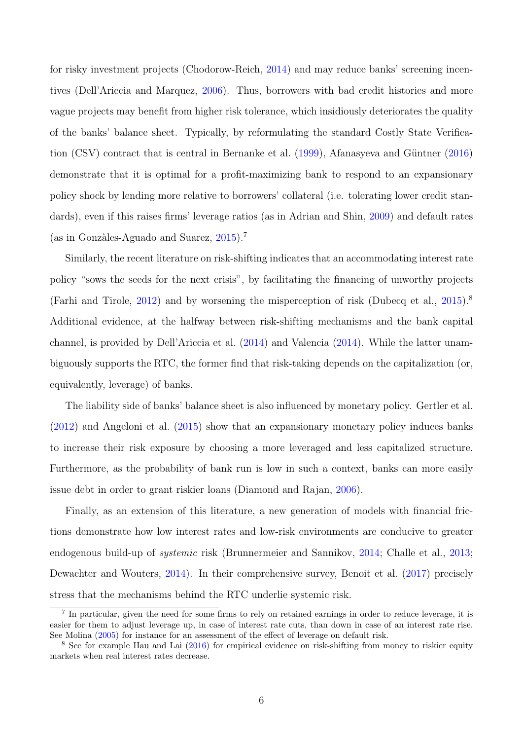for risky investment projects (Chodorow-Reich, 2014) and may reduce banks' screening incentives (Dell'Ariccia and Marquez, 2006). Thus, borrowers with bad credit histories and more vague projects may benefit from higher risk tolerance, which insidiously deteriorates the quality of the banks' balance sheet. Typically, by reformulating the standard Costly State Verification (CSV) contract that is central in Bernanke et al. (1999), Afanasyeva and Güntner (2016) demonstrate that it is optimal for a profit-maximizing bank to respond to an expansionary policy shock by lending more relative to borrowers' collateral (i.e. tolerating lower credit standards), even if this raises firms' leverage ratios (as in Adrian and Shin, 2009) and default rates (as in Gonzàles-Aguado and Suarez, 2015).[7]

Similarly, the recent literature on risk-shifting indicates that an accommodating interest rate policy "sows the seeds for the next crisis", by facilitating the financing of unworthy projects (Farhi and Tirole, 2012) and by worsening the misperception of risk (Dubecq et al., 2015).[8] Additional evidence, at the halfway between risk-shifting mechanisms and the bank capital channel, is provided by Dell'Ariccia et al. (2014) and Valencia (2014). While the latter unambiguously supports the RTC, the former find that risk-taking depends on the capitalization (or, equivalently, leverage) of banks.

The liability side of banks' balance sheet is also influenced by monetary policy. Gertler et al. (2012) and Angeloni et al. (2015) show that an expansionary monetary policy induces banks to increase their risk exposure by choosing a more leveraged and less capitalized structure. Furthermore, as the probability of bank run is low in such a context, banks can more easily issue debt in order to grant riskier loans (Diamond and Rajan, 2006).

Finally, as an extension of this literature, a new generation of models with financial frictions demonstrate how low interest rates and low-risk environments are conducive to greater endogenous build-up of *systemic* risk (Brunnermeier and Sannikov, 2014; Challe et al., 2013; Dewachter and Wouters, 2014). In their comprehensive survey, Benoit et al. (2017) precisely stress that the mechanisms behind the RTC underlie systemic risk.

[7] In particular, given the need for some firms to rely on retained earnings in order to reduce leverage, it is easier for them to adjust leverage up, in case of interest rate cuts, than down in case of an interest rate rise. See Molina (2005) for instance for an assessment of the effect of leverage on default risk.

[8] See for example Hau and Lai (2016) for empirical evidence on risk-shifting from money to riskier equity markets when real interest rates decrease.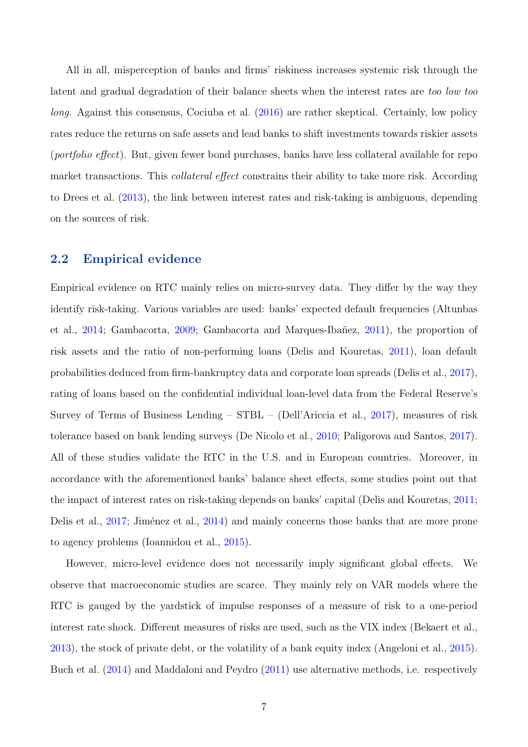All in all, misperception of banks and firms' riskiness increases systemic risk through the latent and gradual degradation of their balance sheets when the interest rates are *too low too long*. Against this consensus, Cociuba et al. (2016) are rather skeptical. Certainly, low policy rates reduce the returns on safe assets and lead banks to shift investments towards riskier assets (*portfolio effect*). But, given fewer bond purchases, banks have less collateral available for repo market transactions. This *collateral effect* constrains their ability to take more risk. According to Drees et al. (2013), the link between interest rates and risk-taking is ambiguous, depending on the sources of risk.

## 2.2 Empirical evidence

Empirical evidence on RTC mainly relies on micro-survey data. They differ by the way they identify risk-taking. Various variables are used: banks' expected default frequencies (Altunbas et al., 2014; Gambacorta, 2009; Gambacorta and Marques-Ibañez, 2011), the proportion of risk assets and the ratio of non-performing loans (Delis and Kouretas, 2011), loan default probabilities deduced from firm-bankruptcy data and corporate loan spreads (Delis et al., 2017), rating of loans based on the confidential individual loan-level data from the Federal Reserve's Survey of Terms of Business Lending – STBL – (Dell'Ariccia et al., 2017), measures of risk tolerance based on bank lending surveys (De Nicolo et al., 2010; Paligorova and Santos, 2017). All of these studies validate the RTC in the U.S. and in European countries. Moreover, in accordance with the aforementioned banks' balance sheet effects, some studies point out that the impact of interest rates on risk-taking depends on banks' capital (Delis and Kouretas, 2011; Delis et al., 2017; Jiménez et al., 2014) and mainly concerns those banks that are more prone to agency problems (Ioannidou et al., 2015).

However, micro-level evidence does not necessarily imply significant global effects. We observe that macroeconomic studies are scarce. They mainly rely on VAR models where the RTC is gauged by the yardstick of impulse responses of a measure of risk to a one-period interest rate shock. Different measures of risks are used, such as the VIX index (Bekaert et al., 2013), the stock of private debt, or the volatility of a bank equity index (Angeloni et al., 2015). Buch et al. (2014) and Maddaloni and Peydro (2011) use alternative methods, i.e. respectively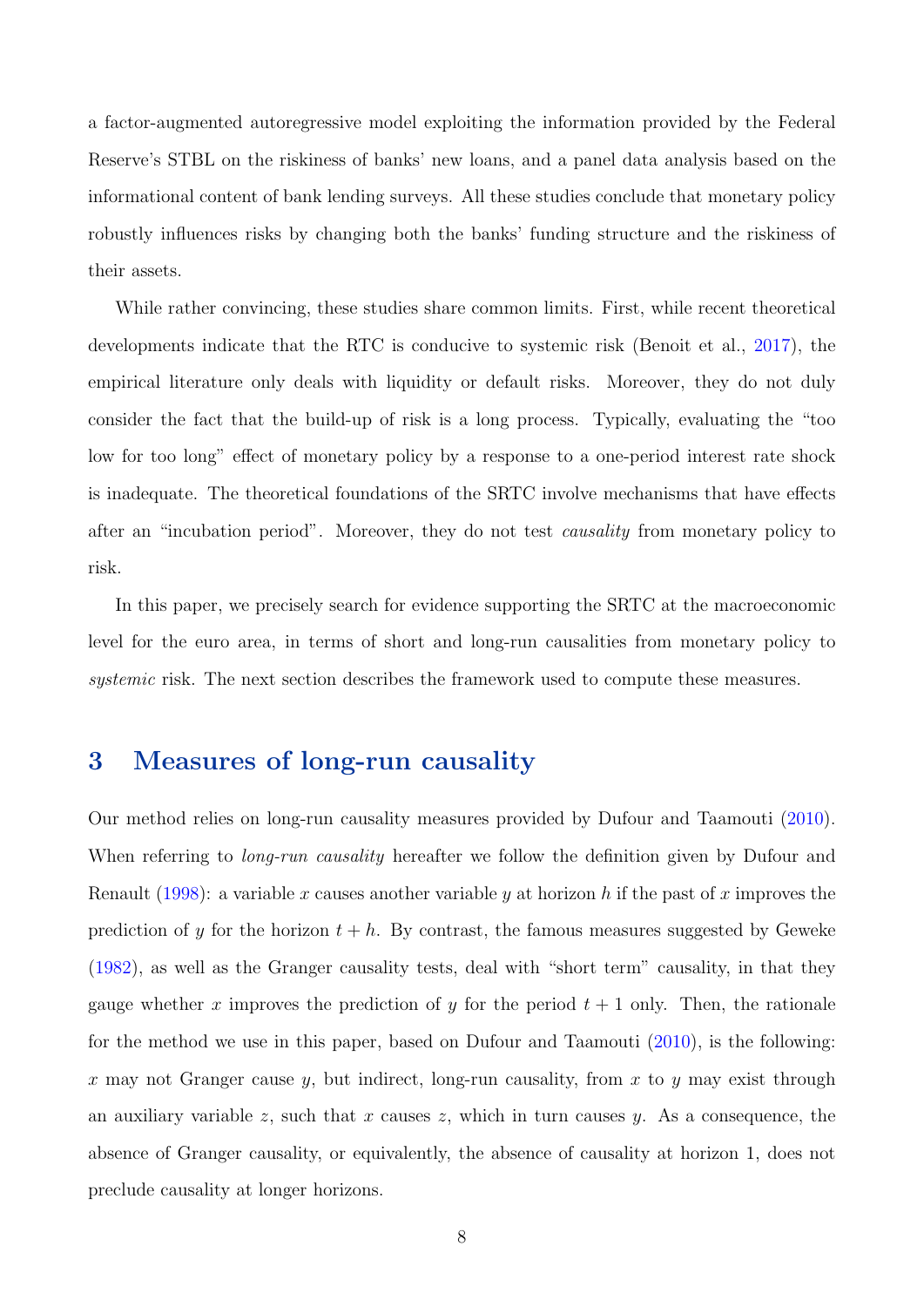a factor-augmented autoregressive model exploiting the information provided by the Federal Reserve's STBL on the riskiness of banks' new loans, and a panel data analysis based on the informational content of bank lending surveys. All these studies conclude that monetary policy robustly influences risks by changing both the banks' funding structure and the riskiness of their assets.

While rather convincing, these studies share common limits. First, while recent theoretical developments indicate that the RTC is conducive to systemic risk (Benoit et al., 2017), the empirical literature only deals with liquidity or default risks. Moreover, they do not duly consider the fact that the build-up of risk is a long process. Typically, evaluating the "too low for too long" effect of monetary policy by a response to a one-period interest rate shock is inadequate. The theoretical foundations of the SRTC involve mechanisms that have effects after an "incubation period". Moreover, they do not test *causality* from monetary policy to risk.

In this paper, we precisely search for evidence supporting the SRTC at the macroeconomic level for the euro area, in terms of short and long-run causalities from monetary policy to *systemic* risk. The next section describes the framework used to compute these measures.

## 3 Measures of long-run causality

Our method relies on long-run causality measures provided by Dufour and Taamouti (2010). When referring to *long-run causality* hereafter we follow the definition given by Dufour and Renault (1998): a variable $x$ causes another variable $y$ at horizon $h$ if the past of $x$ improves the prediction of $y$ for the horizon $t+h$. By contrast, the famous measures suggested by Geweke (1982), as well as the Granger causality tests, deal with "short term" causality, in that they gauge whether $x$ improves the prediction of $y$ for the period $t+1$ only. Then, the rationale for the method we use in this paper, based on Dufour and Taamouti (2010), is the following: $x$ may not Granger cause $y$, but indirect, long-run causality, from $x$ to $y$ may exist through an auxiliary variable $z$, such that $x$ causes $z$, which in turn causes $y$. As a consequence, the absence of Granger causality, or equivalently, the absence of causality at horizon 1, does not preclude causality at longer horizons.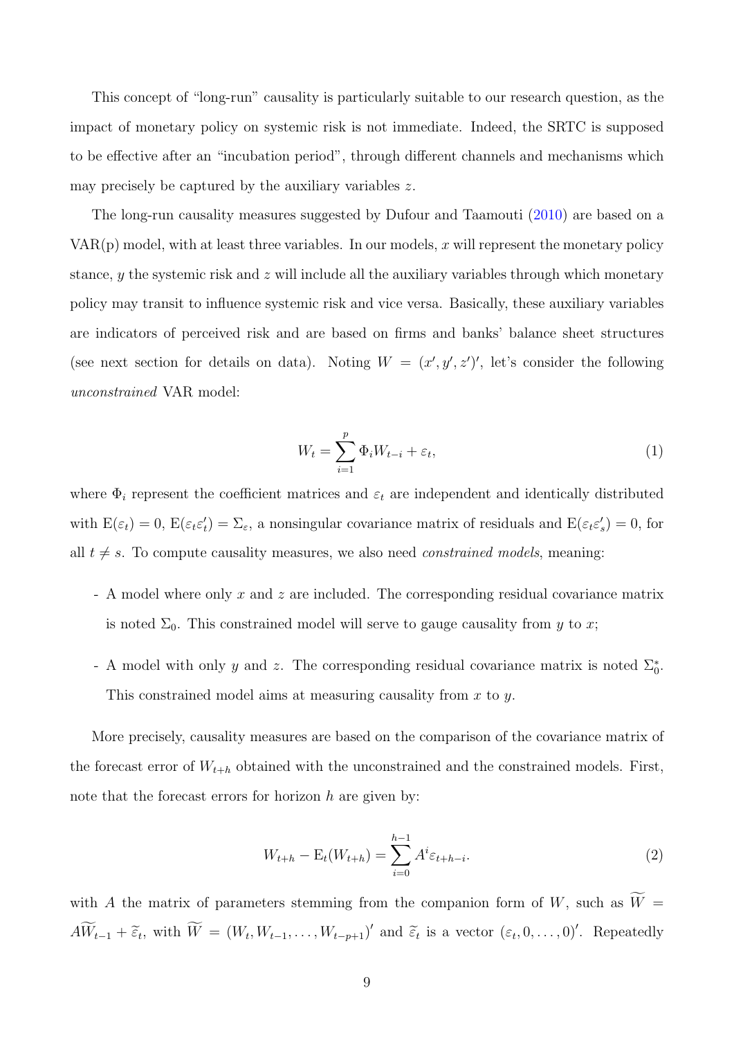This concept of "long-run" causality is particularly suitable to our research question, as the impact of monetary policy on systemic risk is not immediate. Indeed, the SRTC is supposed to be effective after an "incubation period", through different channels and mechanisms which may precisely be captured by the auxiliary variables $z$.

The long-run causality measures suggested by Dufour and Taamouti (2010) are based on a VAR(p) model, with at least three variables. In our models, $x$ will represent the monetary policy stance, $y$ the systemic risk and $z$ will include all the auxiliary variables through which monetary policy may transit to influence systemic risk and vice versa. Basically, these auxiliary variables are indicators of perceived risk and are based on firms and banks' balance sheet structures (see next section for details on data). Noting $W = (x', y', z')'$, let's consider the following *unconstrained* VAR model:

$$W_t = \sum_{i=1}^{p} \Phi_i W_{t-i} + \varepsilon_t, \tag{1}$$

where $\Phi_i$ represent the coefficient matrices and $\varepsilon_t$ are independent and identically distributed with $\mathrm{E}(\varepsilon_t) = 0$, $\mathrm{E}(\varepsilon_t \varepsilon_t') = \Sigma_\varepsilon$, a nonsingular covariance matrix of residuals and $\mathrm{E}(\varepsilon_t \varepsilon_s') = 0$, for all $t \neq s$. To compute causality measures, we also need *constrained models*, meaning:

- A model where only $x$ and $z$ are included. The corresponding residual covariance matrix is noted $\Sigma_0$. This constrained model will serve to gauge causality from $y$ to $x$;
- A model with only $y$ and $z$. The corresponding residual covariance matrix is noted $\Sigma_0^*$. This constrained model aims at measuring causality from $x$ to $y$.

More precisely, causality measures are based on the comparison of the covariance matrix of the forecast error of $W_{t+h}$ obtained with the unconstrained and the constrained models. First, note that the forecast errors for horizon $h$ are given by:

$$W_{t+h} - \mathrm{E}_t(W_{t+h}) = \sum_{i=0}^{h-1} A^i \varepsilon_{t+h-i}. \tag{2}$$

with $A$ the matrix of parameters stemming from the companion form of $W$, such as $\widetilde{W} = A\widetilde{W}_{t-1} + \widetilde{\varepsilon}_t$, with $\widetilde{W} = (W_t, W_{t-1}, \ldots, W_{t-p+1})'$ and $\widetilde{\varepsilon}_t$ is a vector $(\varepsilon_t, 0, \ldots, 0)'$. Repeatedly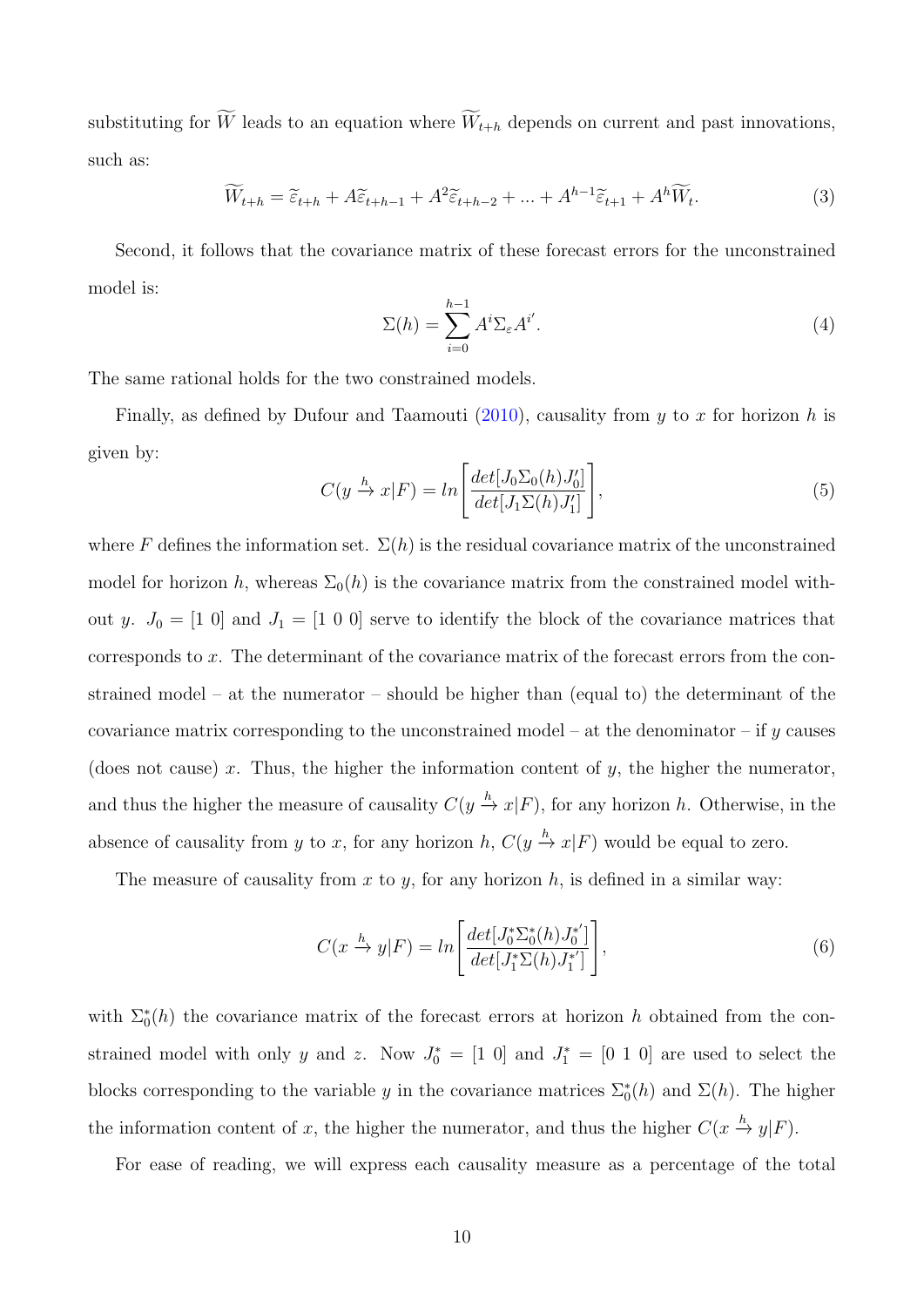substituting for $\widetilde{W}$ leads to an equation where $\widetilde{W}_{t+h}$ depends on current and past innovations, such as:

$$\widetilde{W}_{t+h} = \widetilde{\varepsilon}_{t+h} + A\widetilde{\varepsilon}_{t+h-1} + A^2\widetilde{\varepsilon}_{t+h-2} + ... + A^{h-1}\widetilde{\varepsilon}_{t+1} + A^h\widetilde{W}_t. \tag{3}$$

Second, it follows that the covariance matrix of these forecast errors for the unconstrained model is:

$$\Sigma(h) = \sum_{i=0}^{h-1} A^i \Sigma_\varepsilon A^{i'}. \tag{4}$$

The same rational holds for the two constrained models.

Finally, as defined by Dufour and Taamouti (2010), causality from $y$ to $x$ for horizon $h$ is given by:

$$C(y \xrightarrow{h} x|F) = ln\left[\frac{det[J_0\Sigma_0(h)J_0']}{det[J_1\Sigma(h)J_1']}\right], \tag{5}$$

where $F$ defines the information set. $\Sigma(h)$ is the residual covariance matrix of the unconstrained model for horizon $h$, whereas $\Sigma_0(h)$ is the covariance matrix from the constrained model without $y$. $J_0 = [1\ 0]$ and $J_1 = [1\ 0\ 0]$ serve to identify the block of the covariance matrices that corresponds to $x$. The determinant of the covariance matrix of the forecast errors from the constrained model – at the numerator – should be higher than (equal to) the determinant of the covariance matrix corresponding to the unconstrained model – at the denominator – if $y$ causes (does not cause) $x$. Thus, the higher the information content of $y$, the higher the numerator, and thus the higher the measure of causality $C(y \xrightarrow{h} x|F)$, for any horizon $h$. Otherwise, in the absence of causality from $y$ to $x$, for any horizon $h$, $C(y \xrightarrow{h} x|F)$ would be equal to zero.

The measure of causality from $x$ to $y$, for any horizon $h$, is defined in a similar way:

$$C(x \xrightarrow{h} y|F) = ln\left[\frac{det[J_0^*\Sigma_0^*(h)J_0^{*'}]}{det[J_1^*\Sigma(h)J_1^{*'}]}\right], \tag{6}$$

with $\Sigma_0^*(h)$ the covariance matrix of the forecast errors at horizon $h$ obtained from the constrained model with only $y$ and $z$. Now $J_0^* = [1\ 0]$ and $J_1^* = [0\ 1\ 0]$ are used to select the blocks corresponding to the variable $y$ in the covariance matrices $\Sigma_0^*(h)$ and $\Sigma(h)$. The higher the information content of $x$, the higher the numerator, and thus the higher $C(x \xrightarrow{h} y|F)$.

For ease of reading, we will express each causality measure as a percentage of the total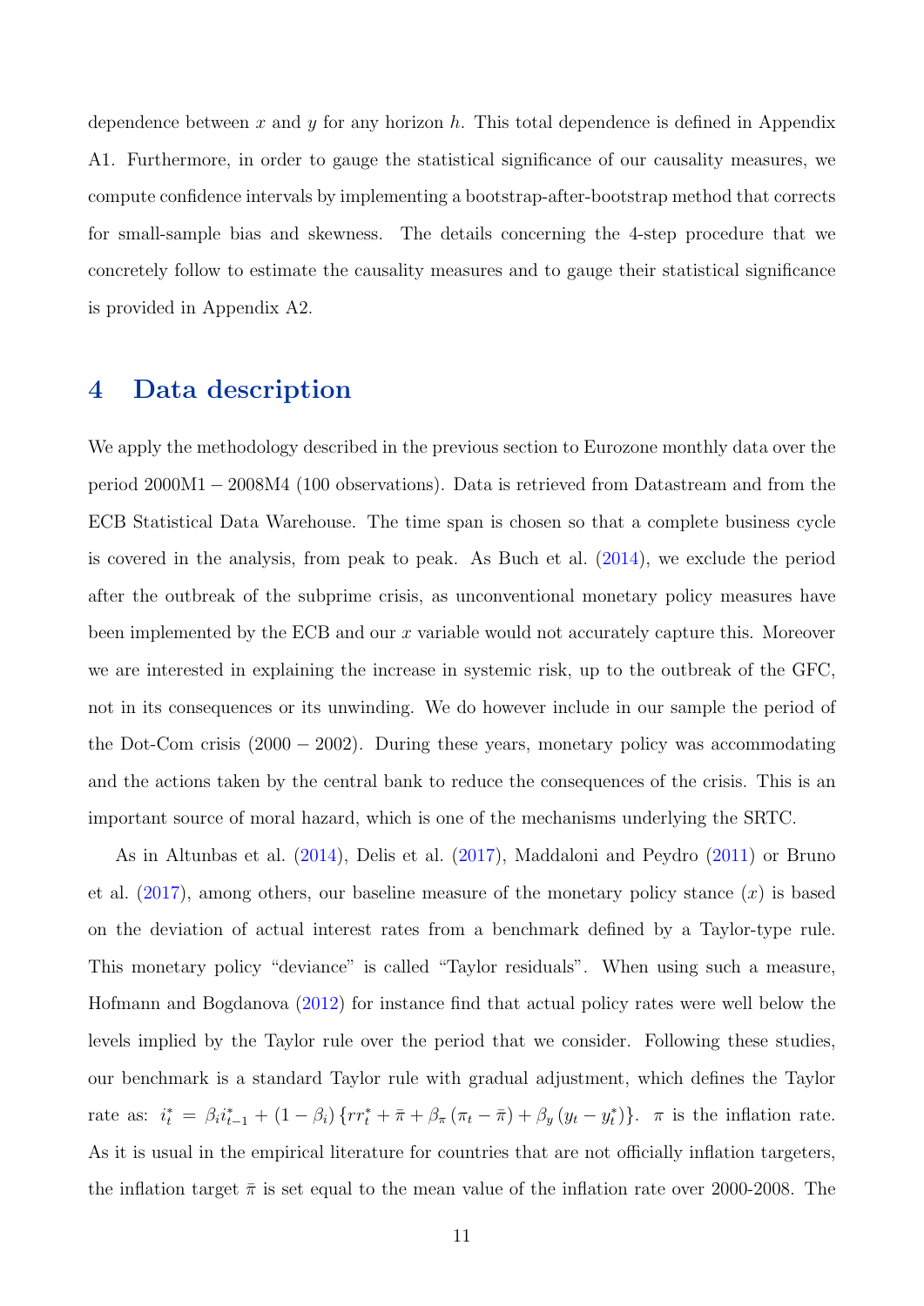dependence between $x$ and $y$ for any horizon $h$. This total dependence is defined in Appendix A1. Furthermore, in order to gauge the statistical significance of our causality measures, we compute confidence intervals by implementing a bootstrap-after-bootstrap method that corrects for small-sample bias and skewness. The details concerning the 4-step procedure that we concretely follow to estimate the causality measures and to gauge their statistical significance is provided in Appendix A2.

# 4 Data description

We apply the methodology described in the previous section to Eurozone monthly data over the period 2000M1 − 2008M4 (100 observations). Data is retrieved from Datastream and from the ECB Statistical Data Warehouse. The time span is chosen so that a complete business cycle is covered in the analysis, from peak to peak. As Buch et al. (2014), we exclude the period after the outbreak of the subprime crisis, as unconventional monetary policy measures have been implemented by the ECB and our $x$ variable would not accurately capture this. Moreover we are interested in explaining the increase in systemic risk, up to the outbreak of the GFC, not in its consequences or its unwinding. We do however include in our sample the period of the Dot-Com crisis (2000 − 2002). During these years, monetary policy was accommodating and the actions taken by the central bank to reduce the consequences of the crisis. This is an important source of moral hazard, which is one of the mechanisms underlying the SRTC.

As in Altunbas et al. (2014), Delis et al. (2017), Maddaloni and Peydro (2011) or Bruno et al. (2017), among others, our baseline measure of the monetary policy stance ($x$) is based on the deviation of actual interest rates from a benchmark defined by a Taylor-type rule. This monetary policy "deviance" is called "Taylor residuals". When using such a measure, Hofmann and Bogdanova (2012) for instance find that actual policy rates were well below the levels implied by the Taylor rule over the period that we consider. Following these studies, our benchmark is a standard Taylor rule with gradual adjustment, which defines the Taylor rate as: $i_t^* = \beta_i i_{t-1}^* + (1 - \beta_i) \{rr_t^* + \bar{\pi} + \beta_\pi (\pi_t - \bar{\pi}) + \beta_y (y_t - y_t^*)\}$. $\pi$ is the inflation rate. As it is usual in the empirical literature for countries that are not officially inflation targeters, the inflation target $\bar{\pi}$ is set equal to the mean value of the inflation rate over 2000-2008. The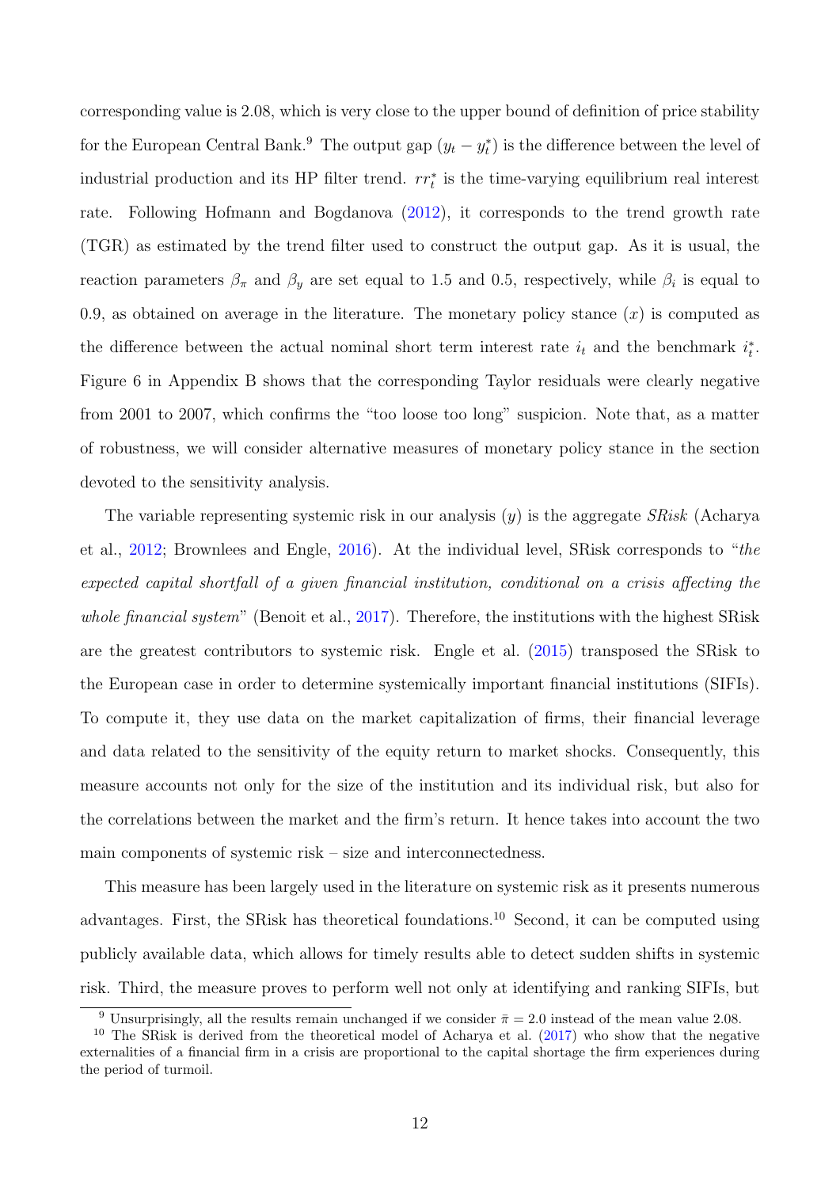corresponding value is 2.08, which is very close to the upper bound of definition of price stability for the European Central Bank.[9] The output gap $(y_t - y_t^*)$ is the difference between the level of industrial production and its HP filter trend. $rr_t^*$ is the time-varying equilibrium real interest rate. Following Hofmann and Bogdanova (2012), it corresponds to the trend growth rate (TGR) as estimated by the trend filter used to construct the output gap. As it is usual, the reaction parameters $\beta_\pi$ and $\beta_y$ are set equal to 1.5 and 0.5, respectively, while $\beta_i$ is equal to 0.9, as obtained on average in the literature. The monetary policy stance $(x)$ is computed as the difference between the actual nominal short term interest rate $i_t$ and the benchmark $i_t^*$. Figure 6 in Appendix B shows that the corresponding Taylor residuals were clearly negative from 2001 to 2007, which confirms the "too loose too long" suspicion. Note that, as a matter of robustness, we will consider alternative measures of monetary policy stance in the section devoted to the sensitivity analysis.

The variable representing systemic risk in our analysis $(y)$ is the aggregate *SRisk* (Acharya et al., 2012; Brownlees and Engle, 2016). At the individual level, SRisk corresponds to "*the expected capital shortfall of a given financial institution, conditional on a crisis affecting the whole financial system*" (Benoit et al., 2017). Therefore, the institutions with the highest SRisk are the greatest contributors to systemic risk. Engle et al. (2015) transposed the SRisk to the European case in order to determine systemically important financial institutions (SIFIs). To compute it, they use data on the market capitalization of firms, their financial leverage and data related to the sensitivity of the equity return to market shocks. Consequently, this measure accounts not only for the size of the institution and its individual risk, but also for the correlations between the market and the firm's return. It hence takes into account the two main components of systemic risk – size and interconnectedness.

This measure has been largely used in the literature on systemic risk as it presents numerous advantages. First, the SRisk has theoretical foundations.[10] Second, it can be computed using publicly available data, which allows for timely results able to detect sudden shifts in systemic risk. Third, the measure proves to perform well not only at identifying and ranking SIFIs, but

[9] Unsurprisingly, all the results remain unchanged if we consider $\bar{\pi} = 2.0$ instead of the mean value 2.08.

[10] The SRisk is derived from the theoretical model of Acharya et al. (2017) who show that the negative externalities of a financial firm in a crisis are proportional to the capital shortage the firm experiences during the period of turmoil.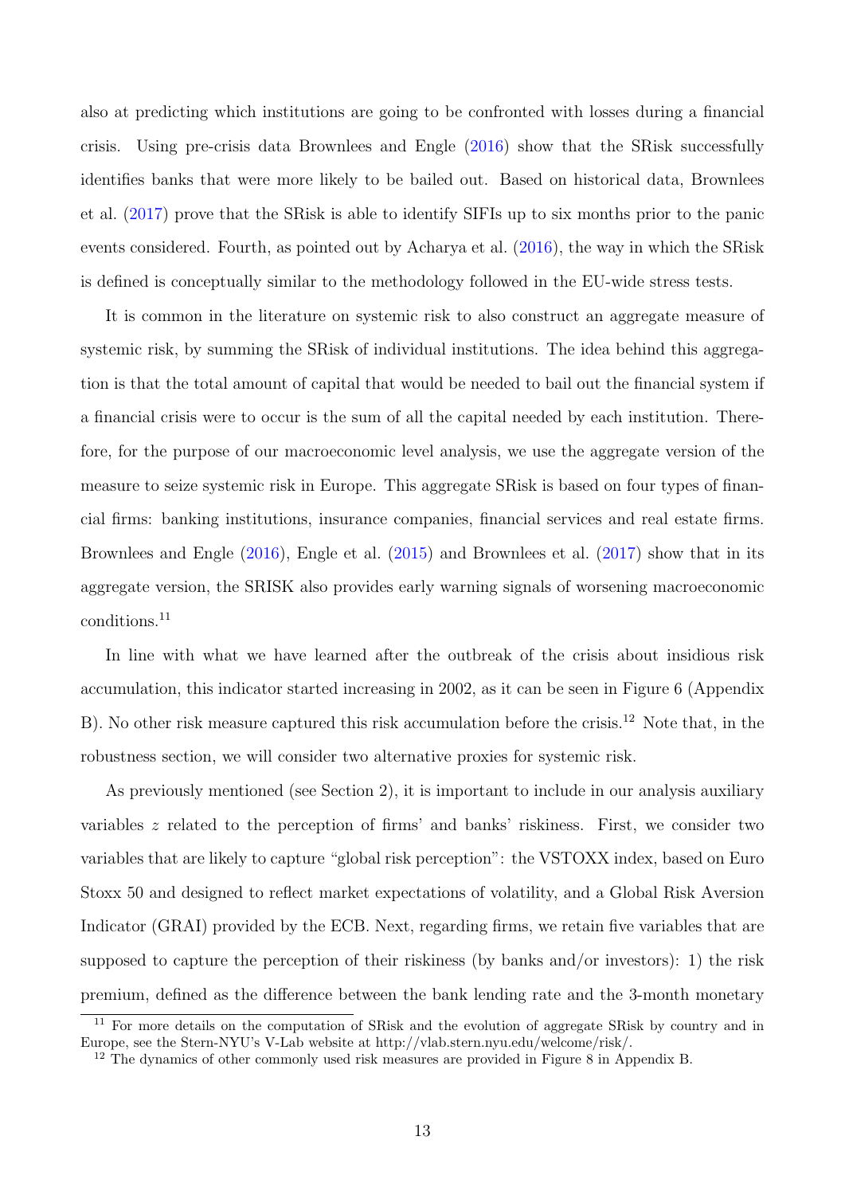also at predicting which institutions are going to be confronted with losses during a financial crisis. Using pre-crisis data Brownlees and Engle (2016) show that the SRisk successfully identifies banks that were more likely to be bailed out. Based on historical data, Brownlees et al. (2017) prove that the SRisk is able to identify SIFIs up to six months prior to the panic events considered. Fourth, as pointed out by Acharya et al. (2016), the way in which the SRisk is defined is conceptually similar to the methodology followed in the EU-wide stress tests.

It is common in the literature on systemic risk to also construct an aggregate measure of systemic risk, by summing the SRisk of individual institutions. The idea behind this aggregation is that the total amount of capital that would be needed to bail out the financial system if a financial crisis were to occur is the sum of all the capital needed by each institution. Therefore, for the purpose of our macroeconomic level analysis, we use the aggregate version of the measure to seize systemic risk in Europe. This aggregate SRisk is based on four types of financial firms: banking institutions, insurance companies, financial services and real estate firms. Brownlees and Engle (2016), Engle et al. (2015) and Brownlees et al. (2017) show that in its aggregate version, the SRISK also provides early warning signals of worsening macroeconomic conditions.[11]

In line with what we have learned after the outbreak of the crisis about insidious risk accumulation, this indicator started increasing in 2002, as it can be seen in Figure 6 (Appendix B). No other risk measure captured this risk accumulation before the crisis.[12] Note that, in the robustness section, we will consider two alternative proxies for systemic risk.

As previously mentioned (see Section 2), it is important to include in our analysis auxiliary variables $z$ related to the perception of firms' and banks' riskiness. First, we consider two variables that are likely to capture "global risk perception": the VSTOXX index, based on Euro Stoxx 50 and designed to reflect market expectations of volatility, and a Global Risk Aversion Indicator (GRAI) provided by the ECB. Next, regarding firms, we retain five variables that are supposed to capture the perception of their riskiness (by banks and/or investors): 1) the risk premium, defined as the difference between the bank lending rate and the 3-month monetary

[11] For more details on the computation of SRisk and the evolution of aggregate SRisk by country and in Europe, see the Stern-NYU's V-Lab website at http://vlab.stern.nyu.edu/welcome/risk/.

[12] The dynamics of other commonly used risk measures are provided in Figure 8 in Appendix B.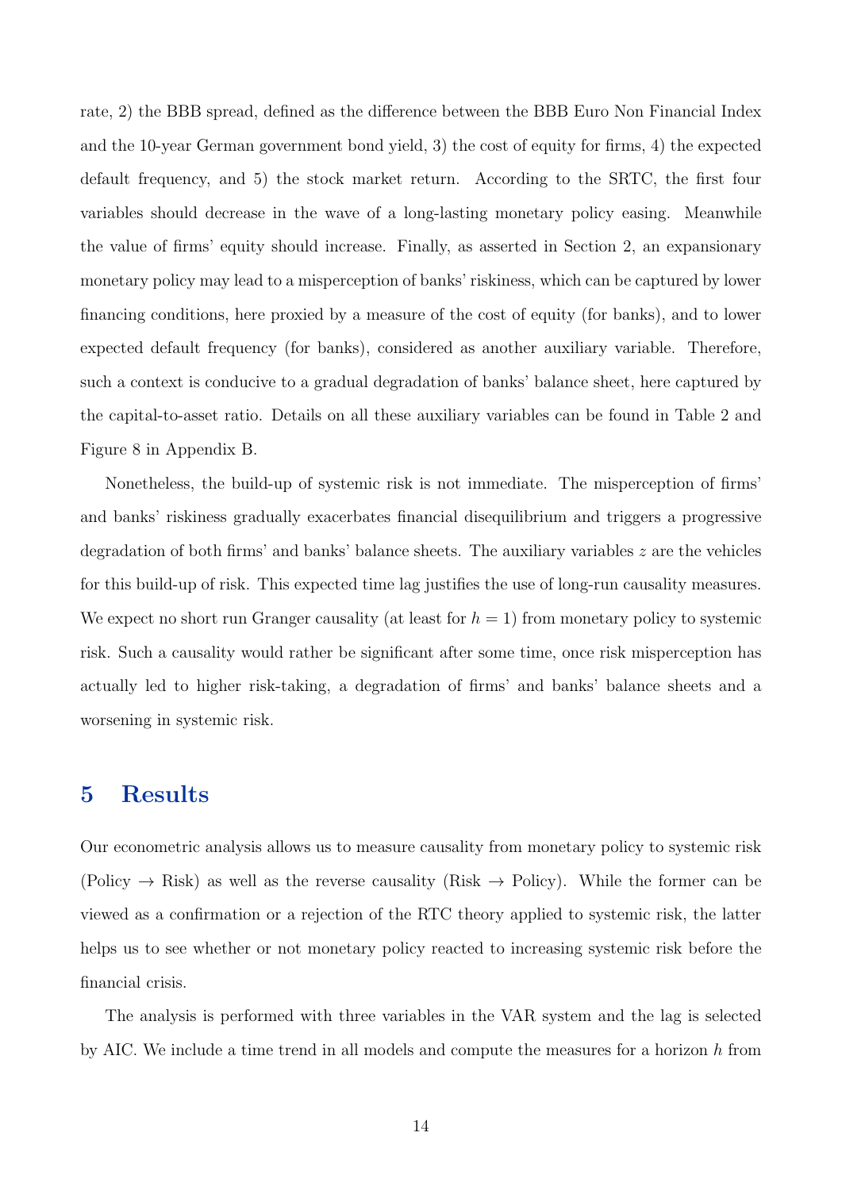rate, 2) the BBB spread, defined as the difference between the BBB Euro Non Financial Index and the 10-year German government bond yield, 3) the cost of equity for firms, 4) the expected default frequency, and 5) the stock market return. According to the SRTC, the first four variables should decrease in the wave of a long-lasting monetary policy easing. Meanwhile the value of firms' equity should increase. Finally, as asserted in Section 2, an expansionary monetary policy may lead to a misperception of banks' riskiness, which can be captured by lower financing conditions, here proxied by a measure of the cost of equity (for banks), and to lower expected default frequency (for banks), considered as another auxiliary variable. Therefore, such a context is conducive to a gradual degradation of banks' balance sheet, here captured by the capital-to-asset ratio. Details on all these auxiliary variables can be found in Table 2 and Figure 8 in Appendix B.

Nonetheless, the build-up of systemic risk is not immediate. The misperception of firms' and banks' riskiness gradually exacerbates financial disequilibrium and triggers a progressive degradation of both firms' and banks' balance sheets. The auxiliary variables $z$ are the vehicles for this build-up of risk. This expected time lag justifies the use of long-run causality measures. We expect no short run Granger causality (at least for $h = 1$) from monetary policy to systemic risk. Such a causality would rather be significant after some time, once risk misperception has actually led to higher risk-taking, a degradation of firms' and banks' balance sheets and a worsening in systemic risk.

# 5 Results

Our econometric analysis allows us to measure causality from monetary policy to systemic risk (Policy → Risk) as well as the reverse causality (Risk → Policy). While the former can be viewed as a confirmation or a rejection of the RTC theory applied to systemic risk, the latter helps us to see whether or not monetary policy reacted to increasing systemic risk before the financial crisis.

The analysis is performed with three variables in the VAR system and the lag is selected by AIC. We include a time trend in all models and compute the measures for a horizon $h$ from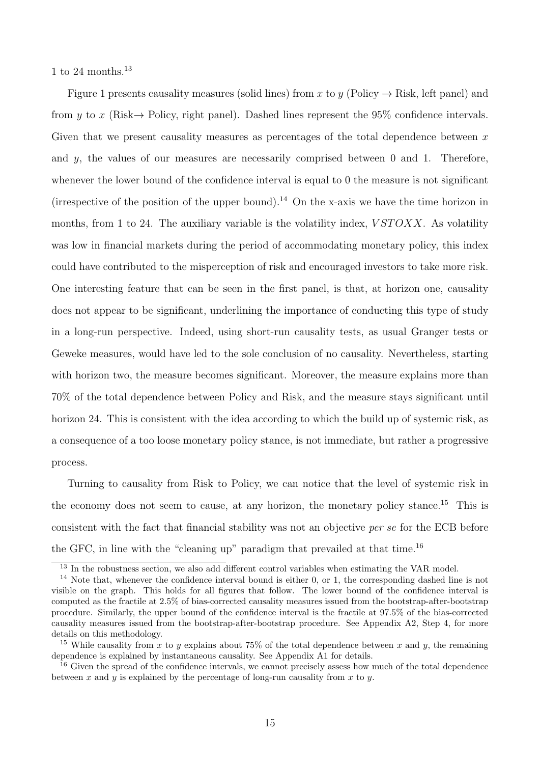1 to 24 months.[13]

Figure 1 presents causality measures (solid lines) from $x$ to $y$ (Policy → Risk, left panel) and from $y$ to $x$ (Risk→ Policy, right panel). Dashed lines represent the 95% confidence intervals. Given that we present causality measures as percentages of the total dependence between $x$ and $y$, the values of our measures are necessarily comprised between 0 and 1. Therefore, whenever the lower bound of the confidence interval is equal to 0 the measure is not significant (irrespective of the position of the upper bound).[14] On the x-axis we have the time horizon in months, from 1 to 24. The auxiliary variable is the volatility index, $VSTOXX$. As volatility was low in financial markets during the period of accommodating monetary policy, this index could have contributed to the misperception of risk and encouraged investors to take more risk. One interesting feature that can be seen in the first panel, is that, at horizon one, causality does not appear to be significant, underlining the importance of conducting this type of study in a long-run perspective. Indeed, using short-run causality tests, as usual Granger tests or Geweke measures, would have led to the sole conclusion of no causality. Nevertheless, starting with horizon two, the measure becomes significant. Moreover, the measure explains more than 70% of the total dependence between Policy and Risk, and the measure stays significant until horizon 24. This is consistent with the idea according to which the build up of systemic risk, as a consequence of a too loose monetary policy stance, is not immediate, but rather a progressive process.

Turning to causality from Risk to Policy, we can notice that the level of systemic risk in the economy does not seem to cause, at any horizon, the monetary policy stance.[15] This is consistent with the fact that financial stability was not an objective *per se* for the ECB before the GFC, in line with the "cleaning up" paradigm that prevailed at that time.[16]

---

[13] In the robustness section, we also add different control variables when estimating the VAR model.

[14] Note that, whenever the confidence interval bound is either 0, or 1, the corresponding dashed line is not visible on the graph. This holds for all figures that follow. The lower bound of the confidence interval is computed as the fractile at 2.5% of bias-corrected causality measures issued from the bootstrap-after-bootstrap procedure. Similarly, the upper bound of the confidence interval is the fractile at 97.5% of the bias-corrected causality measures issued from the bootstrap-after-bootstrap procedure. See Appendix A2, Step 4, for more details on this methodology.

[15] While causality from $x$ to $y$ explains about 75% of the total dependence between $x$ and $y$, the remaining dependence is explained by instantaneous causality. See Appendix A1 for details.

[16] Given the spread of the confidence intervals, we cannot precisely assess how much of the total dependence between $x$ and $y$ is explained by the percentage of long-run causality from $x$ to $y$.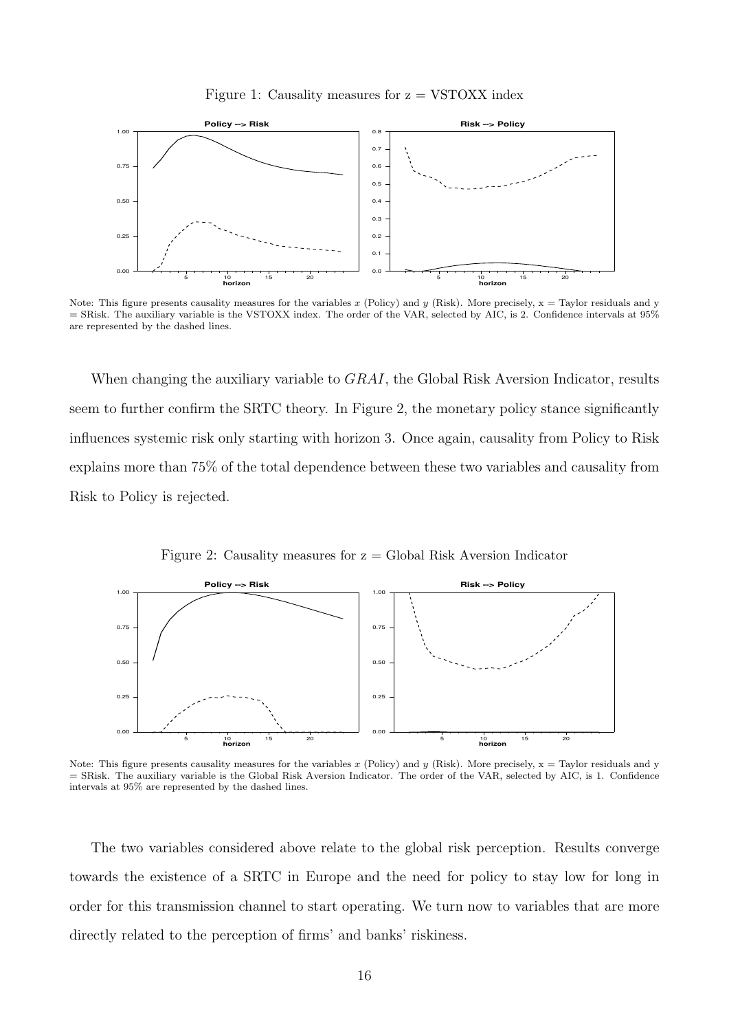Figure 1: Causality measures for z = VSTOXX index

Note: This figure presents causality measures for the variables $x$ (Policy) and $y$ (Risk). More precisely, x = Taylor residuals and y = SRisk. The auxiliary variable is the VSTOXX index. The order of the VAR, selected by AIC, is 2. Confidence intervals at 95% are represented by the dashed lines.

When changing the auxiliary variable to $GRAI$, the Global Risk Aversion Indicator, results seem to further confirm the SRTC theory. In Figure 2, the monetary policy stance significantly influences systemic risk only starting with horizon 3. Once again, causality from Policy to Risk explains more than 75% of the total dependence between these two variables and causality from Risk to Policy is rejected.

Figure 2: Causality measures for z = Global Risk Aversion Indicator

Note: This figure presents causality measures for the variables $x$ (Policy) and $y$ (Risk). More precisely, x = Taylor residuals and y = SRisk. The auxiliary variable is the Global Risk Aversion Indicator. The order of the VAR, selected by AIC, is 1. Confidence intervals at 95% are represented by the dashed lines.

The two variables considered above relate to the global risk perception. Results converge towards the existence of a SRTC in Europe and the need for policy to stay low for long in order for this transmission channel to start operating. We turn now to variables that are more directly related to the perception of firms' and banks' riskiness.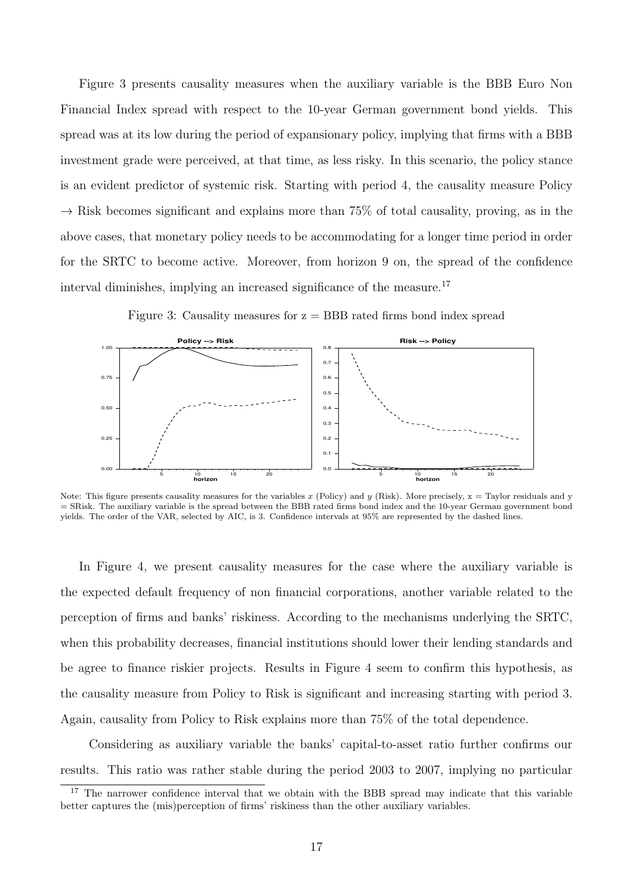Figure 3 presents causality measures when the auxiliary variable is the BBB Euro Non Financial Index spread with respect to the 10-year German government bond yields. This spread was at its low during the period of expansionary policy, implying that firms with a BBB investment grade were perceived, at that time, as less risky. In this scenario, the policy stance is an evident predictor of systemic risk. Starting with period 4, the causality measure Policy $\rightarrow$ Risk becomes significant and explains more than 75% of total causality, proving, as in the above cases, that monetary policy needs to be accommodating for a longer time period in order for the SRTC to become active. Moreover, from horizon 9 on, the spread of the confidence interval diminishes, implying an increased significance of the measure.[17]

Figure 3: Causality measures for z = BBB rated firms bond index spread

Note: This figure presents causality measures for the variables $x$ (Policy) and $y$ (Risk). More precisely, x = Taylor residuals and y = SRisk. The auxiliary variable is the spread between the BBB rated firms bond index and the 10-year German government bond yields. The order of the VAR, selected by AIC, is 3. Confidence intervals at 95% are represented by the dashed lines.

In Figure 4, we present causality measures for the case where the auxiliary variable is the expected default frequency of non financial corporations, another variable related to the perception of firms and banks' riskiness. According to the mechanisms underlying the SRTC, when this probability decreases, financial institutions should lower their lending standards and be agree to finance riskier projects. Results in Figure 4 seem to confirm this hypothesis, as the causality measure from Policy to Risk is significant and increasing starting with period 3. Again, causality from Policy to Risk explains more than 75% of the total dependence.

Considering as auxiliary variable the banks' capital-to-asset ratio further confirms our results. This ratio was rather stable during the period 2003 to 2007, implying no particular

[17] The narrower confidence interval that we obtain with the BBB spread may indicate that this variable better captures the (mis)perception of firms' riskiness than the other auxiliary variables.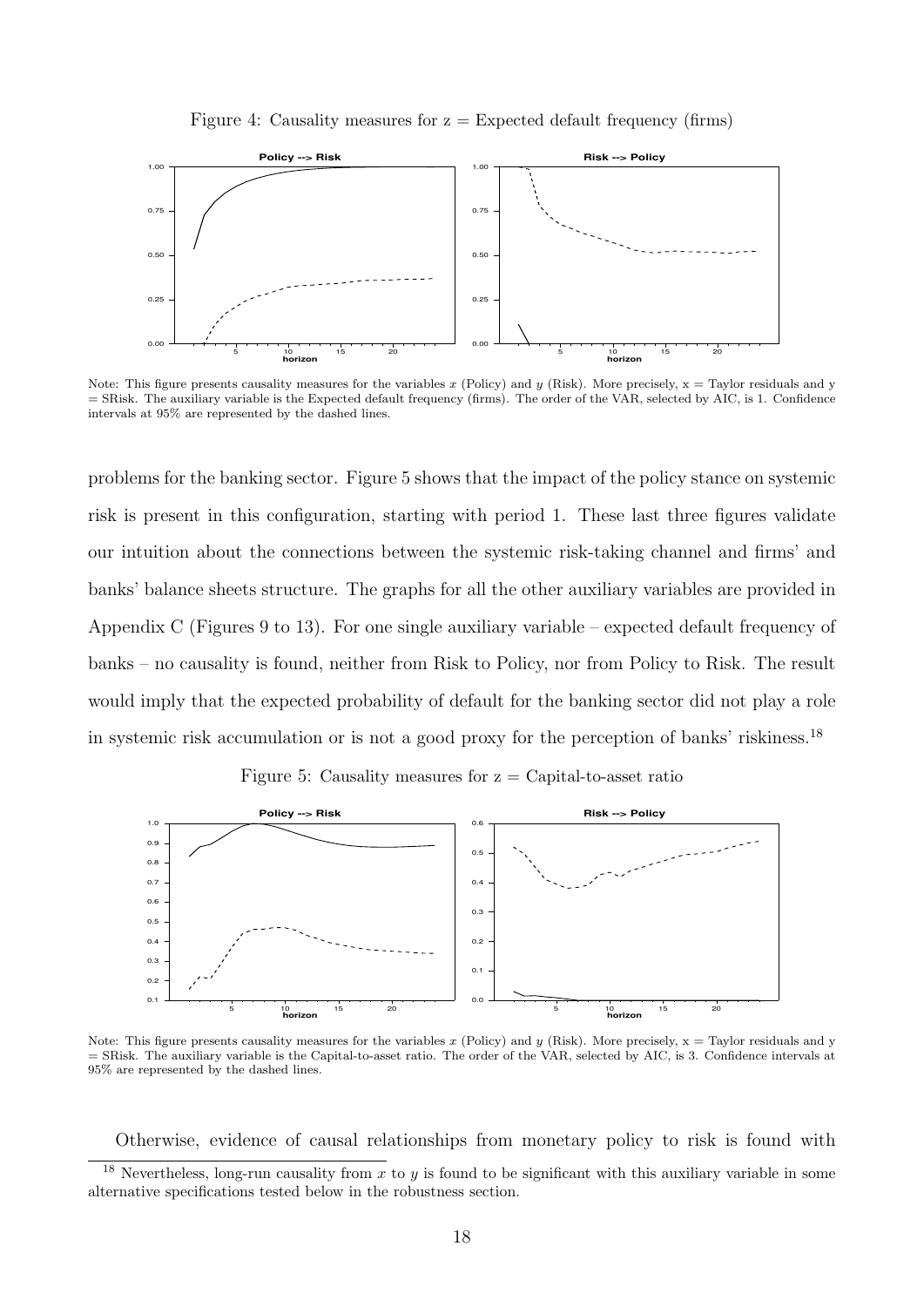Figure 4: Causality measures for z = Expected default frequency (firms)

Note: This figure presents causality measures for the variables $x$ (Policy) and $y$ (Risk). More precisely, x = Taylor residuals and y = SRisk. The auxiliary variable is the Expected default frequency (firms). The order of the VAR, selected by AIC, is 1. Confidence intervals at 95% are represented by the dashed lines.

problems for the banking sector. Figure 5 shows that the impact of the policy stance on systemic risk is present in this configuration, starting with period 1. These last three figures validate our intuition about the connections between the systemic risk-taking channel and firms' and banks' balance sheets structure. The graphs for all the other auxiliary variables are provided in Appendix C (Figures 9 to 13). For one single auxiliary variable – expected default frequency of banks – no causality is found, neither from Risk to Policy, nor from Policy to Risk. The result would imply that the expected probability of default for the banking sector did not play a role in systemic risk accumulation or is not a good proxy for the perception of banks' riskiness.[18]

Figure 5: Causality measures for z = Capital-to-asset ratio

Note: This figure presents causality measures for the variables $x$ (Policy) and $y$ (Risk). More precisely, x = Taylor residuals and y = SRisk. The auxiliary variable is the Capital-to-asset ratio. The order of the VAR, selected by AIC, is 3. Confidence intervals at 95% are represented by the dashed lines.

Otherwise, evidence of causal relationships from monetary policy to risk is found with

[18] Nevertheless, long-run causality from $x$ to $y$ is found to be significant with this auxiliary variable in some alternative specifications tested below in the robustness section.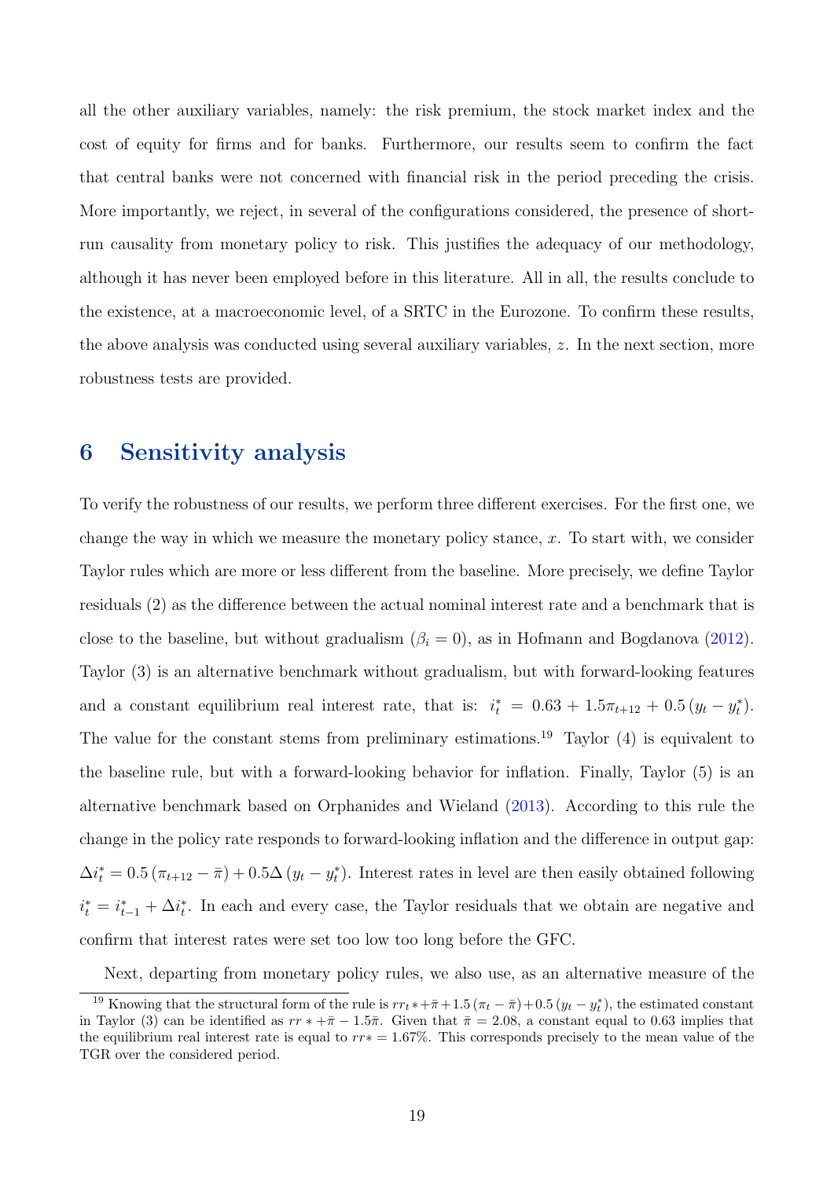all the other auxiliary variables, namely: the risk premium, the stock market index and the cost of equity for firms and for banks. Furthermore, our results seem to confirm the fact that central banks were not concerned with financial risk in the period preceding the crisis. More importantly, we reject, in several of the configurations considered, the presence of short-run causality from monetary policy to risk. This justifies the adequacy of our methodology, although it has never been employed before in this literature. All in all, the results conclude to the existence, at a macroeconomic level, of a SRTC in the Eurozone. To confirm these results, the above analysis was conducted using several auxiliary variables, $z$. In the next section, more robustness tests are provided.

## 6 Sensitivity analysis

To verify the robustness of our results, we perform three different exercises. For the first one, we change the way in which we measure the monetary policy stance, $x$. To start with, we consider Taylor rules which are more or less different from the baseline. More precisely, we define Taylor residuals (2) as the difference between the actual nominal interest rate and a benchmark that is close to the baseline, but without gradualism ($\beta_i = 0$), as in Hofmann and Bogdanova (2012). Taylor (3) is an alternative benchmark without gradualism, but with forward-looking features and a constant equilibrium real interest rate, that is: $i_t^* = 0.63 + 1.5\pi_{t+12} + 0.5\,(y_t - y_t^*)$. The value for the constant stems from preliminary estimations.[19] Taylor (4) is equivalent to the baseline rule, but with a forward-looking behavior for inflation. Finally, Taylor (5) is an alternative benchmark based on Orphanides and Wieland (2013). According to this rule the change in the policy rate responds to forward-looking inflation and the difference in output gap: $\Delta i_t^* = 0.5\,(\pi_{t+12} - \bar{\pi}) + 0.5\Delta\,(y_t - y_t^*)$. Interest rates in level are then easily obtained following $i_t^* = i_{t-1}^* + \Delta i_t^*$. In each and every case, the Taylor residuals that we obtain are negative and confirm that interest rates were set too low too long before the GFC.

Next, departing from monetary policy rules, we also use, as an alternative measure of the

[19] Knowing that the structural form of the rule is $rr_t * + \bar{\pi} + 1.5\,(\pi_t - \bar{\pi}) + 0.5\,(y_t - y_t^*)$, the estimated constant in Taylor (3) can be identified as $rr * + \bar{\pi} - 1.5\bar{\pi}$. Given that $\bar{\pi} = 2.08$, a constant equal to 0.63 implies that the equilibrium real interest rate is equal to $rr* = 1.67\%$. This corresponds precisely to the mean value of the TGR over the considered period.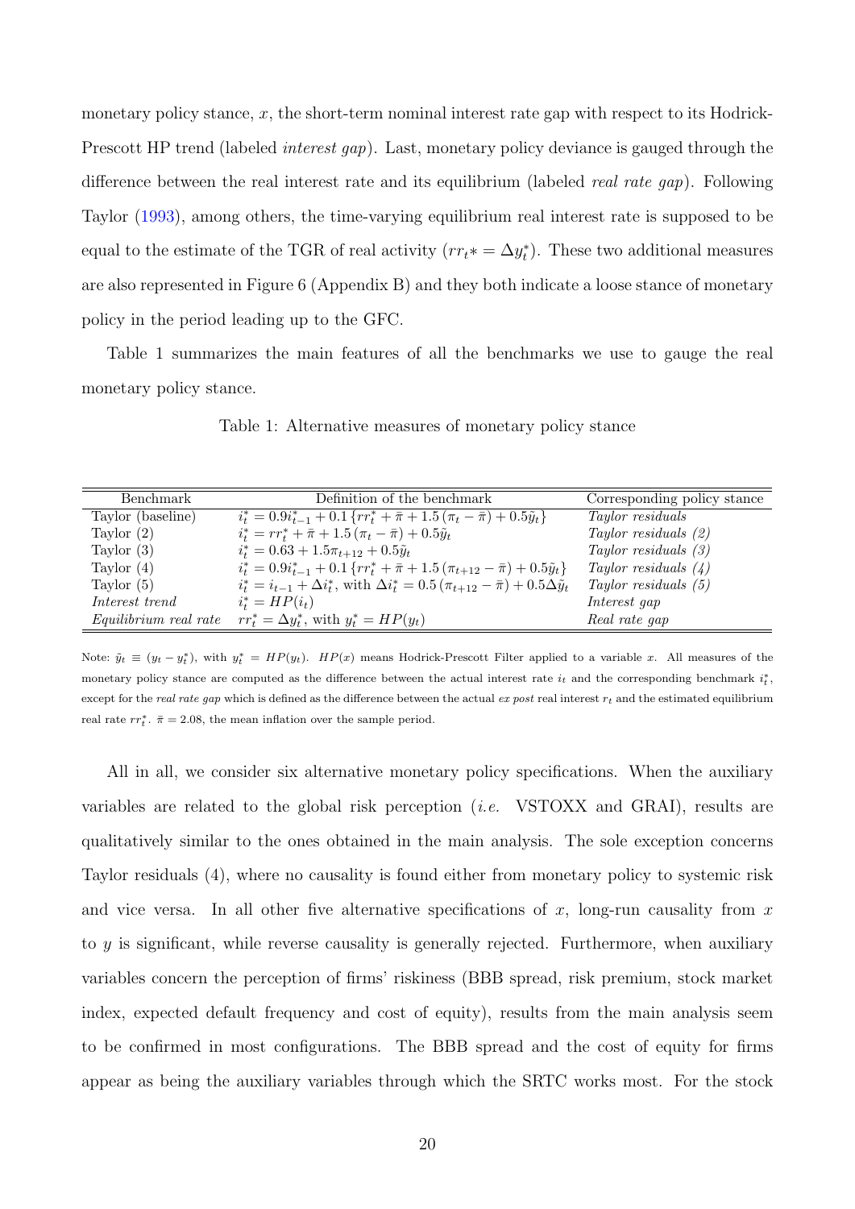monetary policy stance, $x$, the short-term nominal interest rate gap with respect to its Hodrick-Prescott HP trend (labeled *interest gap*). Last, monetary policy deviance is gauged through the difference between the real interest rate and its equilibrium (labeled *real rate gap*). Following Taylor (1993), among others, the time-varying equilibrium real interest rate is supposed to be equal to the estimate of the TGR of real activity ($rr_t* = \Delta y_t^*$). These two additional measures are also represented in Figure 6 (Appendix B) and they both indicate a loose stance of monetary policy in the period leading up to the GFC.

Table 1 summarizes the main features of all the benchmarks we use to gauge the real monetary policy stance.

Table 1: Alternative measures of monetary policy stance

| Benchmark | Definition of the benchmark | Corresponding policy stance |
|---|---|---|
| Taylor (baseline) | $i_t^* = 0.9i_{t-1}^* + 0.1\{rr_t^* + \bar{\pi} + 1.5(\pi_t - \bar{\pi}) + 0.5\tilde{y}_t\}$ | *Taylor residuals* |
| Taylor (2) | $i_t^* = rr_t^* + \bar{\pi} + 1.5(\pi_t - \bar{\pi}) + 0.5\tilde{y}_t$ | *Taylor residuals (2)* |
| Taylor (3) | $i_t^* = 0.63 + 1.5\pi_{t+12} + 0.5\tilde{y}_t$ | *Taylor residuals (3)* |
| Taylor (4) | $i_t^* = 0.9i_{t-1}^* + 0.1\{rr_t^* + \bar{\pi} + 1.5(\pi_{t+12} - \bar{\pi}) + 0.5\tilde{y}_t\}$ | *Taylor residuals (4)* |
| Taylor (5) | $i_t^* = i_{t-1} + \Delta i_t^*$, with $\Delta i_t^* = 0.5(\pi_{t+12} - \bar{\pi}) + 0.5\Delta\tilde{y}_t$ | *Taylor residuals (5)* |
| *Interest trend* | $i_t^* = HP(i_t)$ | *Interest gap* |
| *Equilibrium real rate* | $rr_t^* = \Delta y_t^*$, with $y_t^* = HP(y_t)$ | *Real rate gap* |

Note: $\tilde{y}_t \equiv (y_t - y_t^*)$, with $y_t^* = HP(y_t)$. $HP(x)$ means Hodrick-Prescott Filter applied to a variable $x$. All measures of the monetary policy stance are computed as the difference between the actual interest rate $i_t$ and the corresponding benchmark $i_t^*$, except for the *real rate gap* which is defined as the difference between the actual *ex post* real interest $r_t$ and the estimated equilibrium real rate $rr_t^*$. $\bar{\pi} = 2.08$, the mean inflation over the sample period.

All in all, we consider six alternative monetary policy specifications. When the auxiliary variables are related to the global risk perception (*i.e.* VSTOXX and GRAI), results are qualitatively similar to the ones obtained in the main analysis. The sole exception concerns Taylor residuals (4), where no causality is found either from monetary policy to systemic risk and vice versa. In all other five alternative specifications of $x$, long-run causality from $x$ to $y$ is significant, while reverse causality is generally rejected. Furthermore, when auxiliary variables concern the perception of firms' riskiness (BBB spread, risk premium, stock market index, expected default frequency and cost of equity), results from the main analysis seem to be confirmed in most configurations. The BBB spread and the cost of equity for firms appear as being the auxiliary variables through which the SRTC works most. For the stock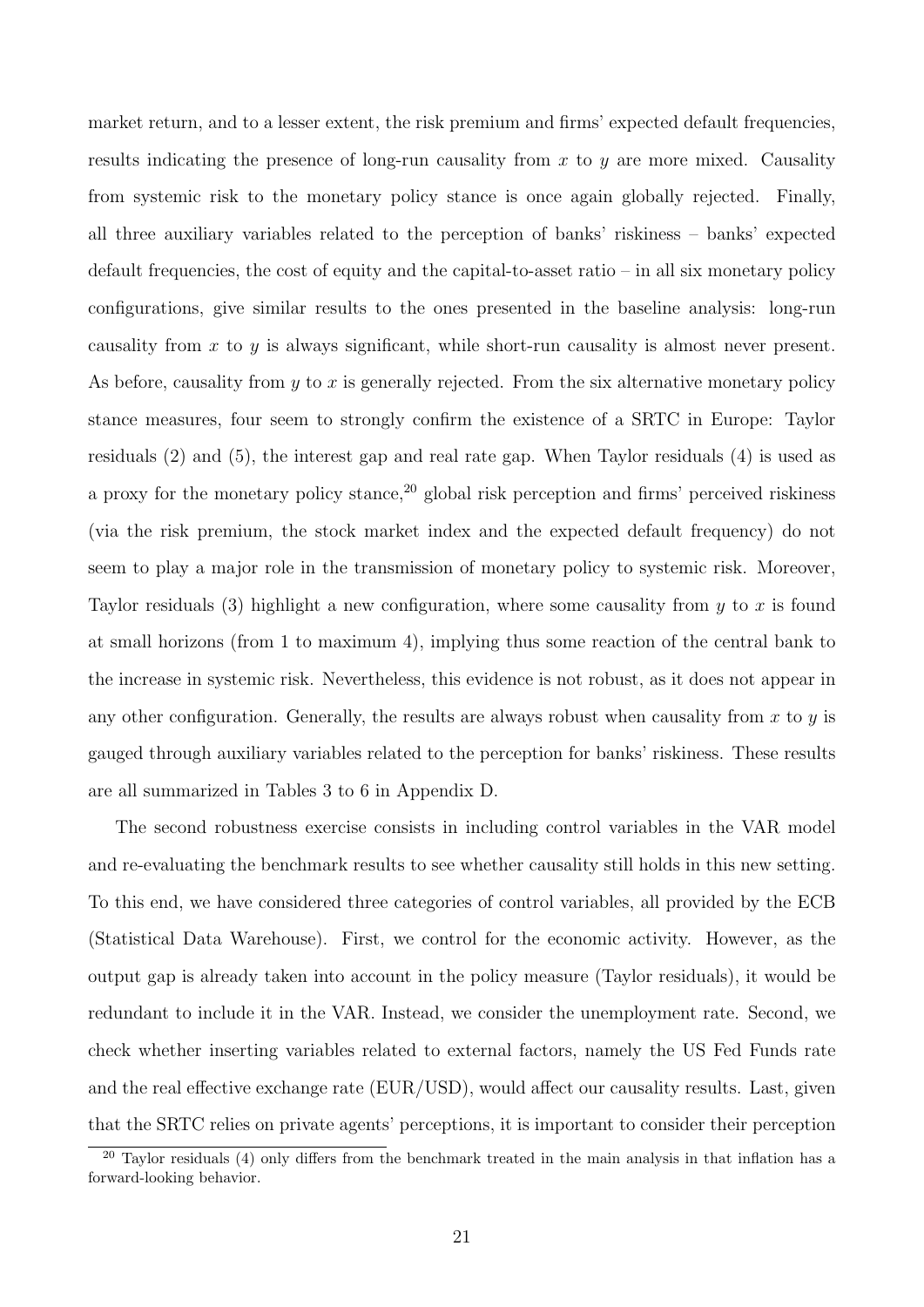market return, and to a lesser extent, the risk premium and firms' expected default frequencies, results indicating the presence of long-run causality from $x$ to $y$ are more mixed. Causality from systemic risk to the monetary policy stance is once again globally rejected. Finally, all three auxiliary variables related to the perception of banks' riskiness – banks' expected default frequencies, the cost of equity and the capital-to-asset ratio – in all six monetary policy configurations, give similar results to the ones presented in the baseline analysis: long-run causality from $x$ to $y$ is always significant, while short-run causality is almost never present. As before, causality from $y$ to $x$ is generally rejected. From the six alternative monetary policy stance measures, four seem to strongly confirm the existence of a SRTC in Europe: Taylor residuals (2) and (5), the interest gap and real rate gap. When Taylor residuals (4) is used as a proxy for the monetary policy stance,[20] global risk perception and firms' perceived riskiness (via the risk premium, the stock market index and the expected default frequency) do not seem to play a major role in the transmission of monetary policy to systemic risk. Moreover, Taylor residuals (3) highlight a new configuration, where some causality from $y$ to $x$ is found at small horizons (from 1 to maximum 4), implying thus some reaction of the central bank to the increase in systemic risk. Nevertheless, this evidence is not robust, as it does not appear in any other configuration. Generally, the results are always robust when causality from $x$ to $y$ is gauged through auxiliary variables related to the perception for banks' riskiness. These results are all summarized in Tables 3 to 6 in Appendix D.

The second robustness exercise consists in including control variables in the VAR model and re-evaluating the benchmark results to see whether causality still holds in this new setting. To this end, we have considered three categories of control variables, all provided by the ECB (Statistical Data Warehouse). First, we control for the economic activity. However, as the output gap is already taken into account in the policy measure (Taylor residuals), it would be redundant to include it in the VAR. Instead, we consider the unemployment rate. Second, we check whether inserting variables related to external factors, namely the US Fed Funds rate and the real effective exchange rate (EUR/USD), would affect our causality results. Last, given that the SRTC relies on private agents' perceptions, it is important to consider their perception

[20] Taylor residuals (4) only differs from the benchmark treated in the main analysis in that inflation has a forward-looking behavior.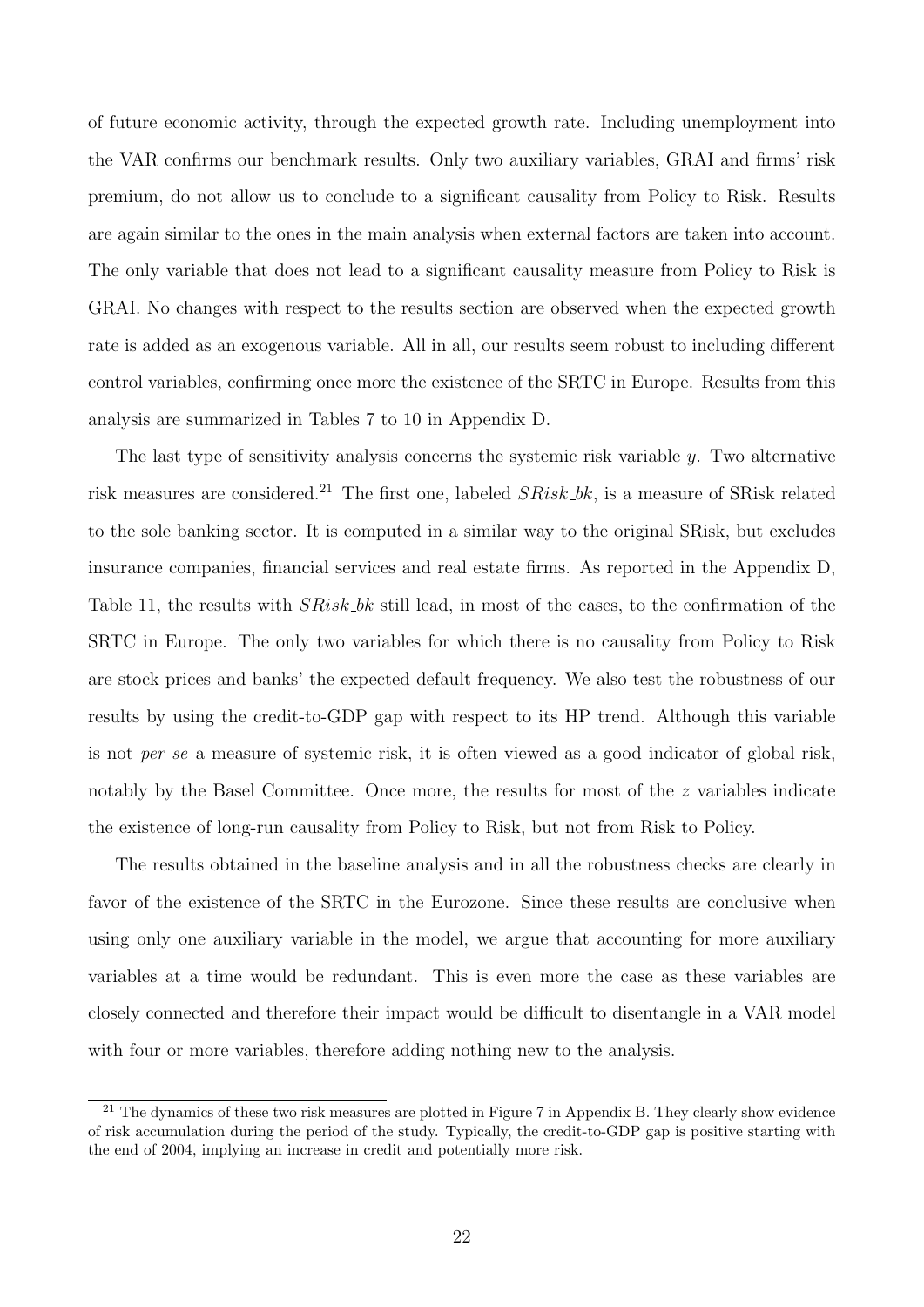of future economic activity, through the expected growth rate. Including unemployment into the VAR confirms our benchmark results. Only two auxiliary variables, GRAI and firms' risk premium, do not allow us to conclude to a significant causality from Policy to Risk. Results are again similar to the ones in the main analysis when external factors are taken into account. The only variable that does not lead to a significant causality measure from Policy to Risk is GRAI. No changes with respect to the results section are observed when the expected growth rate is added as an exogenous variable. All in all, our results seem robust to including different control variables, confirming once more the existence of the SRTC in Europe. Results from this analysis are summarized in Tables 7 to 10 in Appendix D.

The last type of sensitivity analysis concerns the systemic risk variable $y$. Two alternative risk measures are considered.[21] The first one, labeled $SRisk\_bk$, is a measure of SRisk related to the sole banking sector. It is computed in a similar way to the original SRisk, but excludes insurance companies, financial services and real estate firms. As reported in the Appendix D, Table 11, the results with $SRisk\_bk$ still lead, in most of the cases, to the confirmation of the SRTC in Europe. The only two variables for which there is no causality from Policy to Risk are stock prices and banks' the expected default frequency. We also test the robustness of our results by using the credit-to-GDP gap with respect to its HP trend. Although this variable is not *per se* a measure of systemic risk, it is often viewed as a good indicator of global risk, notably by the Basel Committee. Once more, the results for most of the $z$ variables indicate the existence of long-run causality from Policy to Risk, but not from Risk to Policy.

The results obtained in the baseline analysis and in all the robustness checks are clearly in favor of the existence of the SRTC in the Eurozone. Since these results are conclusive when using only one auxiliary variable in the model, we argue that accounting for more auxiliary variables at a time would be redundant. This is even more the case as these variables are closely connected and therefore their impact would be difficult to disentangle in a VAR model with four or more variables, therefore adding nothing new to the analysis.

[21] The dynamics of these two risk measures are plotted in Figure 7 in Appendix B. They clearly show evidence of risk accumulation during the period of the study. Typically, the credit-to-GDP gap is positive starting with the end of 2004, implying an increase in credit and potentially more risk.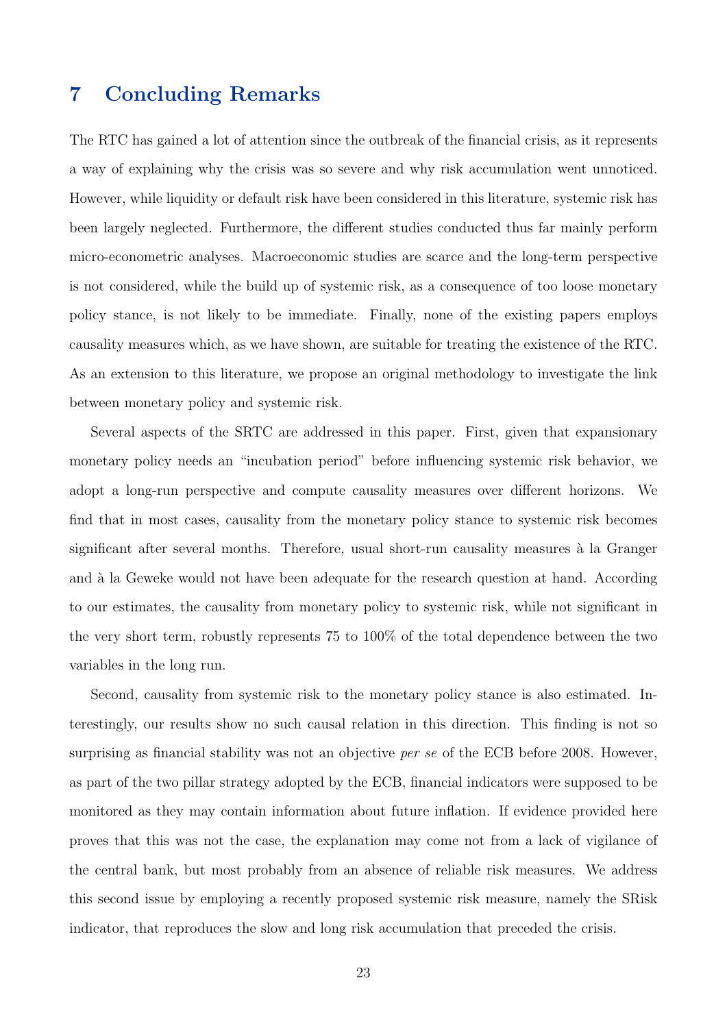# 7 Concluding Remarks

The RTC has gained a lot of attention since the outbreak of the financial crisis, as it represents a way of explaining why the crisis was so severe and why risk accumulation went unnoticed. However, while liquidity or default risk have been considered in this literature, systemic risk has been largely neglected. Furthermore, the different studies conducted thus far mainly perform micro-econometric analyses. Macroeconomic studies are scarce and the long-term perspective is not considered, while the build up of systemic risk, as a consequence of too loose monetary policy stance, is not likely to be immediate. Finally, none of the existing papers employs causality measures which, as we have shown, are suitable for treating the existence of the RTC. As an extension to this literature, we propose an original methodology to investigate the link between monetary policy and systemic risk.

Several aspects of the SRTC are addressed in this paper. First, given that expansionary monetary policy needs an "incubation period" before influencing systemic risk behavior, we adopt a long-run perspective and compute causality measures over different horizons. We find that in most cases, causality from the monetary policy stance to systemic risk becomes significant after several months. Therefore, usual short-run causality measures à la Granger and à la Geweke would not have been adequate for the research question at hand. According to our estimates, the causality from monetary policy to systemic risk, while not significant in the very short term, robustly represents 75 to 100% of the total dependence between the two variables in the long run.

Second, causality from systemic risk to the monetary policy stance is also estimated. Interestingly, our results show no such causal relation in this direction. This finding is not so surprising as financial stability was not an objective *per se* of the ECB before 2008. However, as part of the two pillar strategy adopted by the ECB, financial indicators were supposed to be monitored as they may contain information about future inflation. If evidence provided here proves that this was not the case, the explanation may come not from a lack of vigilance of the central bank, but most probably from an absence of reliable risk measures. We address this second issue by employing a recently proposed systemic risk measure, namely the SRisk indicator, that reproduces the slow and long risk accumulation that preceded the crisis.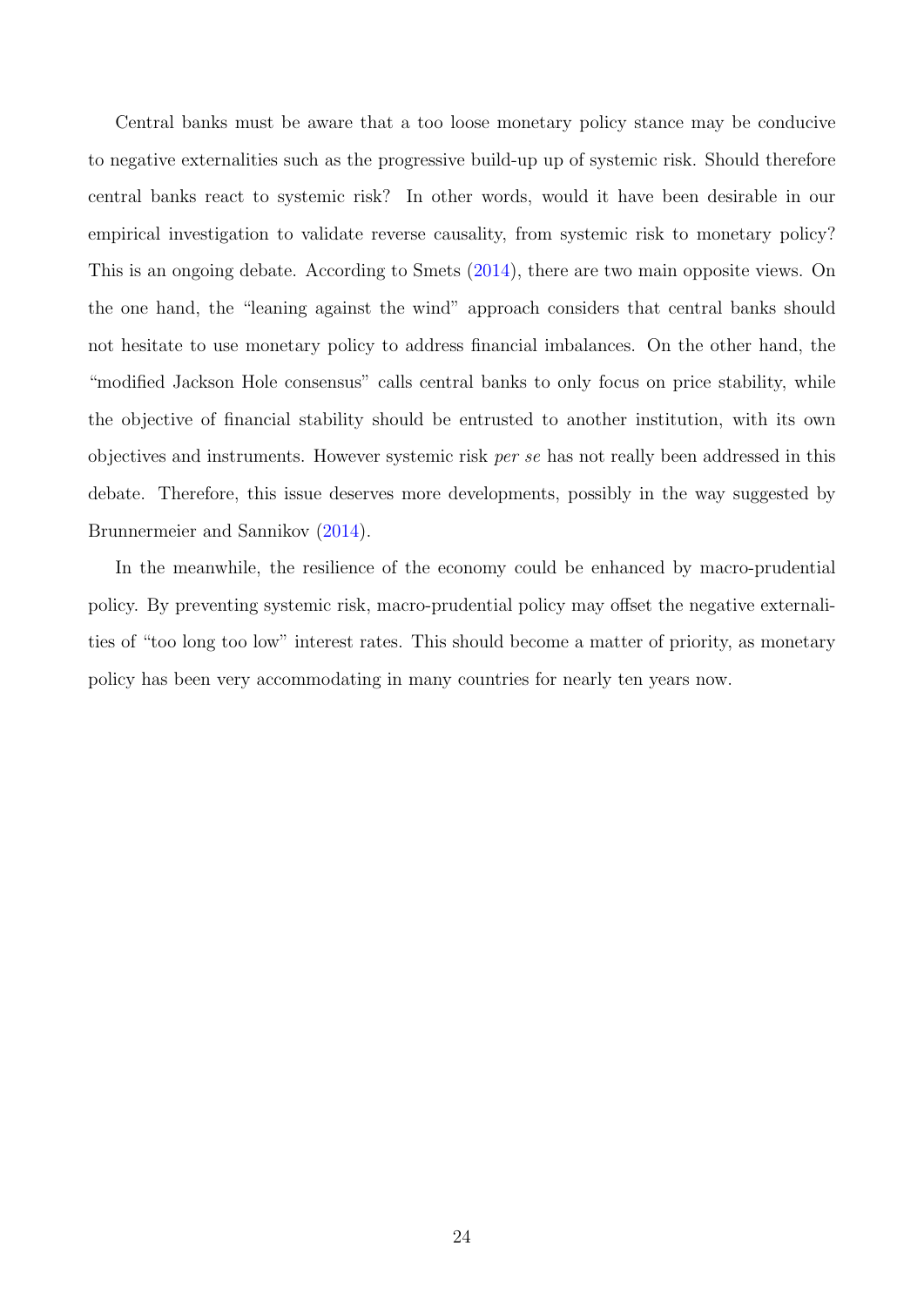Central banks must be aware that a too loose monetary policy stance may be conducive to negative externalities such as the progressive build-up up of systemic risk. Should therefore central banks react to systemic risk? In other words, would it have been desirable in our empirical investigation to validate reverse causality, from systemic risk to monetary policy? This is an ongoing debate. According to Smets (2014), there are two main opposite views. On the one hand, the "leaning against the wind" approach considers that central banks should not hesitate to use monetary policy to address financial imbalances. On the other hand, the "modified Jackson Hole consensus" calls central banks to only focus on price stability, while the objective of financial stability should be entrusted to another institution, with its own objectives and instruments. However systemic risk *per se* has not really been addressed in this debate. Therefore, this issue deserves more developments, possibly in the way suggested by Brunnermeier and Sannikov (2014).

In the meanwhile, the resilience of the economy could be enhanced by macro-prudential policy. By preventing systemic risk, macro-prudential policy may offset the negative externalities of "too long too low" interest rates. This should become a matter of priority, as monetary policy has been very accommodating in many countries for nearly ten years now.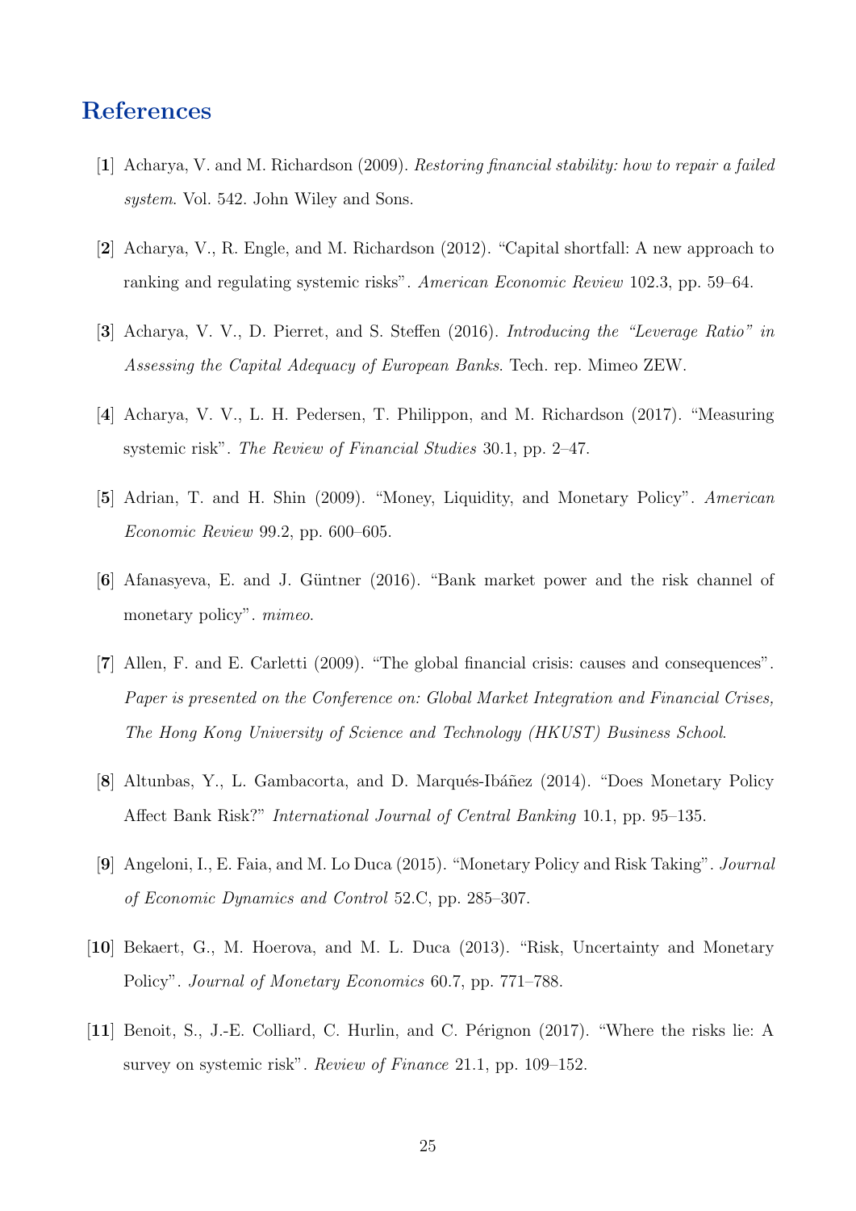# References

[1] Acharya, V. and M. Richardson (2009). *Restoring financial stability: how to repair a failed system*. Vol. 542. John Wiley and Sons.

[2] Acharya, V., R. Engle, and M. Richardson (2012). "Capital shortfall: A new approach to ranking and regulating systemic risks". *American Economic Review* 102.3, pp. 59–64.

[3] Acharya, V. V., D. Pierret, and S. Steffen (2016). *Introducing the "Leverage Ratio" in Assessing the Capital Adequacy of European Banks*. Tech. rep. Mimeo ZEW.

[4] Acharya, V. V., L. H. Pedersen, T. Philippon, and M. Richardson (2017). "Measuring systemic risk". *The Review of Financial Studies* 30.1, pp. 2–47.

[5] Adrian, T. and H. Shin (2009). "Money, Liquidity, and Monetary Policy". *American Economic Review* 99.2, pp. 600–605.

[6] Afanasyeva, E. and J. Güntner (2016). "Bank market power and the risk channel of monetary policy". *mimeo*.

[7] Allen, F. and E. Carletti (2009). "The global financial crisis: causes and consequences". *Paper is presented on the Conference on: Global Market Integration and Financial Crises, The Hong Kong University of Science and Technology (HKUST) Business School*.

[8] Altunbas, Y., L. Gambacorta, and D. Marqués-Ibáñez (2014). "Does Monetary Policy Affect Bank Risk?" *International Journal of Central Banking* 10.1, pp. 95–135.

[9] Angeloni, I., E. Faia, and M. Lo Duca (2015). "Monetary Policy and Risk Taking". *Journal of Economic Dynamics and Control* 52.C, pp. 285–307.

[10] Bekaert, G., M. Hoerova, and M. L. Duca (2013). "Risk, Uncertainty and Monetary Policy". *Journal of Monetary Economics* 60.7, pp. 771–788.

[11] Benoit, S., J.-E. Colliard, C. Hurlin, and C. Pérignon (2017). "Where the risks lie: A survey on systemic risk". *Review of Finance* 21.1, pp. 109–152.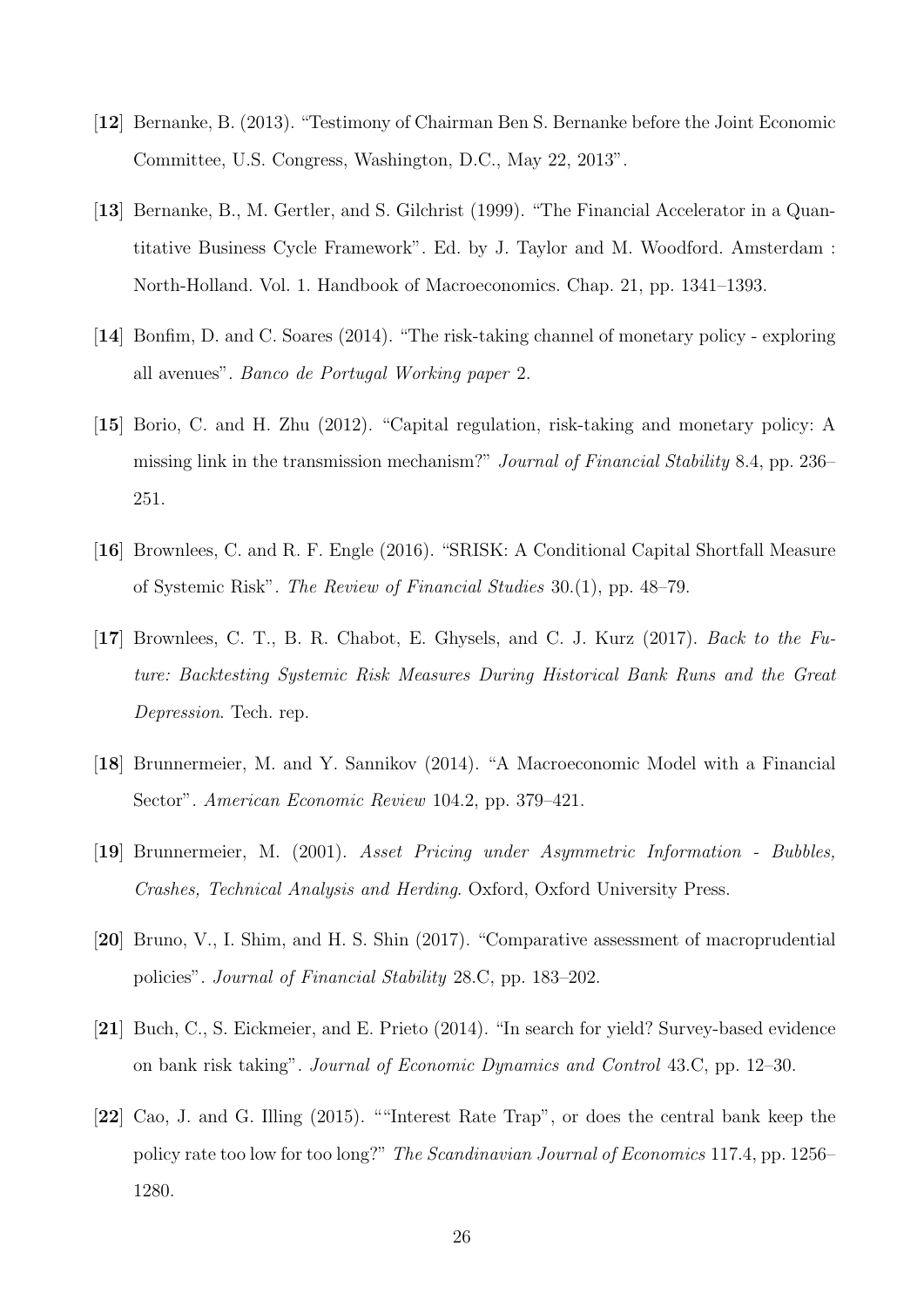[**12**] Bernanke, B. (2013). "Testimony of Chairman Ben S. Bernanke before the Joint Economic Committee, U.S. Congress, Washington, D.C., May 22, 2013".

[**13**] Bernanke, B., M. Gertler, and S. Gilchrist (1999). "The Financial Accelerator in a Quantitative Business Cycle Framework". Ed. by J. Taylor and M. Woodford. Amsterdam : North-Holland. Vol. 1. Handbook of Macroeconomics. Chap. 21, pp. 1341–1393.

[**14**] Bonfim, D. and C. Soares (2014). "The risk-taking channel of monetary policy - exploring all avenues". *Banco de Portugal Working paper* 2.

[**15**] Borio, C. and H. Zhu (2012). "Capital regulation, risk-taking and monetary policy: A missing link in the transmission mechanism?" *Journal of Financial Stability* 8.4, pp. 236–251.

[**16**] Brownlees, C. and R. F. Engle (2016). "SRISK: A Conditional Capital Shortfall Measure of Systemic Risk". *The Review of Financial Studies* 30.(1), pp. 48–79.

[**17**] Brownlees, C. T., B. R. Chabot, E. Ghysels, and C. J. Kurz (2017). *Back to the Future: Backtesting Systemic Risk Measures During Historical Bank Runs and the Great Depression*. Tech. rep.

[**18**] Brunnermeier, M. and Y. Sannikov (2014). "A Macroeconomic Model with a Financial Sector". *American Economic Review* 104.2, pp. 379–421.

[**19**] Brunnermeier, M. (2001). *Asset Pricing under Asymmetric Information - Bubbles, Crashes, Technical Analysis and Herding*. Oxford, Oxford University Press.

[**20**] Bruno, V., I. Shim, and H. S. Shin (2017). "Comparative assessment of macroprudential policies". *Journal of Financial Stability* 28.C, pp. 183–202.

[**21**] Buch, C., S. Eickmeier, and E. Prieto (2014). "In search for yield? Survey-based evidence on bank risk taking". *Journal of Economic Dynamics and Control* 43.C, pp. 12–30.

[**22**] Cao, J. and G. Illing (2015). ""Interest Rate Trap", or does the central bank keep the policy rate too low for too long?" *The Scandinavian Journal of Economics* 117.4, pp. 1256–1280.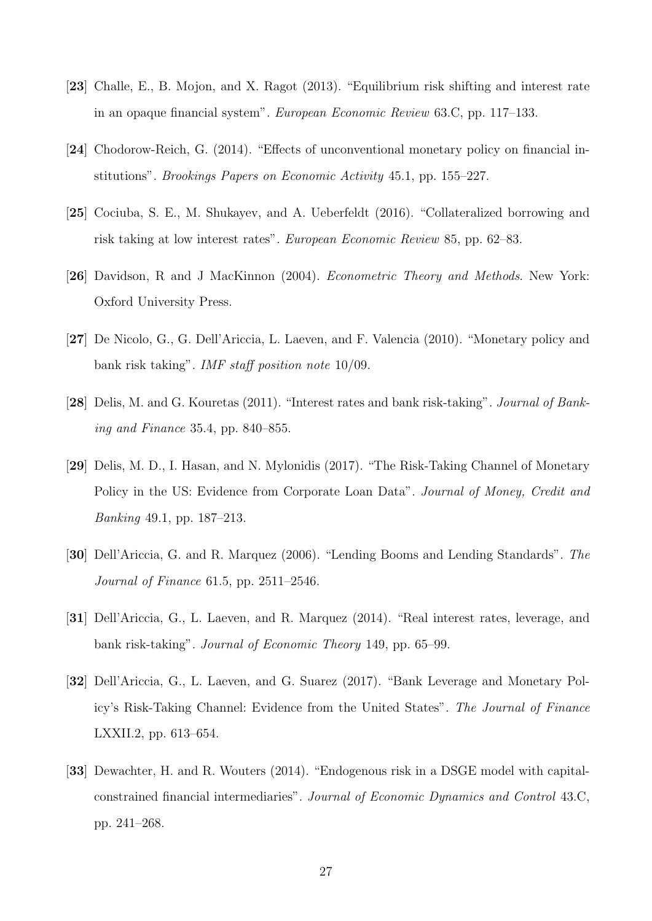[**23**] Challe, E., B. Mojon, and X. Ragot (2013). "Equilibrium risk shifting and interest rate in an opaque financial system". *European Economic Review* 63.C, pp. 117–133.

[**24**] Chodorow-Reich, G. (2014). "Effects of unconventional monetary policy on financial institutions". *Brookings Papers on Economic Activity* 45.1, pp. 155–227.

[**25**] Cociuba, S. E., M. Shukayev, and A. Ueberfeldt (2016). "Collateralized borrowing and risk taking at low interest rates". *European Economic Review* 85, pp. 62–83.

[**26**] Davidson, R and J MacKinnon (2004). *Econometric Theory and Methods*. New York: Oxford University Press.

[**27**] De Nicolo, G., G. Dell'Ariccia, L. Laeven, and F. Valencia (2010). "Monetary policy and bank risk taking". *IMF staff position note* 10/09.

[**28**] Delis, M. and G. Kouretas (2011). "Interest rates and bank risk-taking". *Journal of Banking and Finance* 35.4, pp. 840–855.

[**29**] Delis, M. D., I. Hasan, and N. Mylonidis (2017). "The Risk-Taking Channel of Monetary Policy in the US: Evidence from Corporate Loan Data". *Journal of Money, Credit and Banking* 49.1, pp. 187–213.

[**30**] Dell'Ariccia, G. and R. Marquez (2006). "Lending Booms and Lending Standards". *The Journal of Finance* 61.5, pp. 2511–2546.

[**31**] Dell'Ariccia, G., L. Laeven, and R. Marquez (2014). "Real interest rates, leverage, and bank risk-taking". *Journal of Economic Theory* 149, pp. 65–99.

[**32**] Dell'Ariccia, G., L. Laeven, and G. Suarez (2017). "Bank Leverage and Monetary Policy's Risk-Taking Channel: Evidence from the United States". *The Journal of Finance* LXXII.2, pp. 613–654.

[**33**] Dewachter, H. and R. Wouters (2014). "Endogenous risk in a DSGE model with capital-constrained financial intermediaries". *Journal of Economic Dynamics and Control* 43.C, pp. 241–268.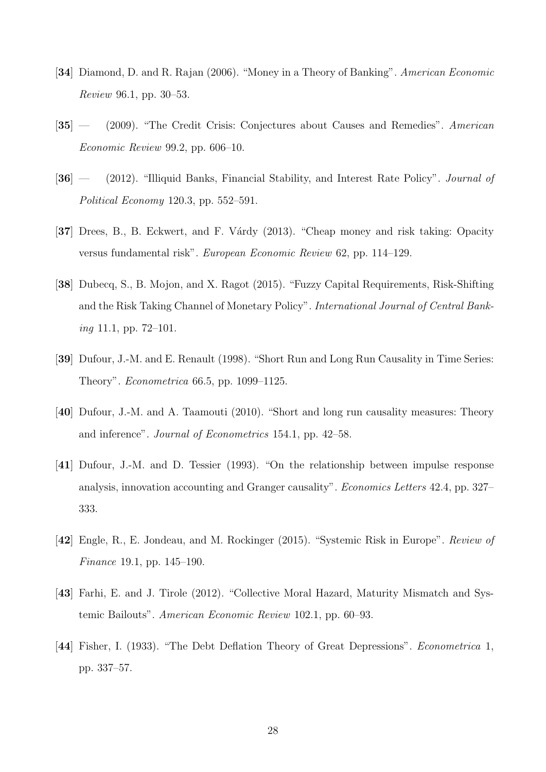[**34**] Diamond, D. and R. Rajan (2006). "Money in a Theory of Banking". *American Economic Review* 96.1, pp. 30–53.

[**35**] — (2009). "The Credit Crisis: Conjectures about Causes and Remedies". *American Economic Review* 99.2, pp. 606–10.

[**36**] — (2012). "Illiquid Banks, Financial Stability, and Interest Rate Policy". *Journal of Political Economy* 120.3, pp. 552–591.

[**37**] Drees, B., B. Eckwert, and F. Várdy (2013). "Cheap money and risk taking: Opacity versus fundamental risk". *European Economic Review* 62, pp. 114–129.

[**38**] Dubecq, S., B. Mojon, and X. Ragot (2015). "Fuzzy Capital Requirements, Risk-Shifting and the Risk Taking Channel of Monetary Policy". *International Journal of Central Banking* 11.1, pp. 72–101.

[**39**] Dufour, J.-M. and E. Renault (1998). "Short Run and Long Run Causality in Time Series: Theory". *Econometrica* 66.5, pp. 1099–1125.

[**40**] Dufour, J.-M. and A. Taamouti (2010). "Short and long run causality measures: Theory and inference". *Journal of Econometrics* 154.1, pp. 42–58.

[**41**] Dufour, J.-M. and D. Tessier (1993). "On the relationship between impulse response analysis, innovation accounting and Granger causality". *Economics Letters* 42.4, pp. 327–333.

[**42**] Engle, R., E. Jondeau, and M. Rockinger (2015). "Systemic Risk in Europe". *Review of Finance* 19.1, pp. 145–190.

[**43**] Farhi, E. and J. Tirole (2012). "Collective Moral Hazard, Maturity Mismatch and Systemic Bailouts". *American Economic Review* 102.1, pp. 60–93.

[**44**] Fisher, I. (1933). "The Debt Deflation Theory of Great Depressions". *Econometrica* 1, pp. 337–57.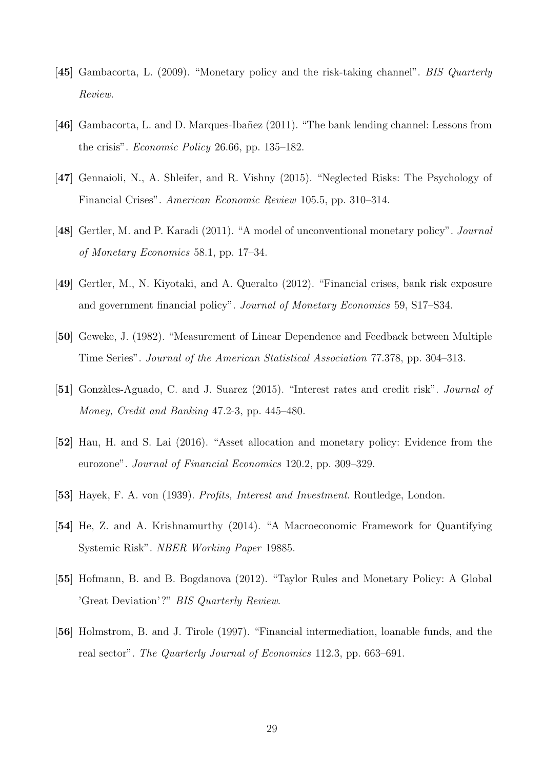[**45**] Gambacorta, L. (2009). "Monetary policy and the risk-taking channel". *BIS Quarterly Review*.

[**46**] Gambacorta, L. and D. Marques-Ibañez (2011). "The bank lending channel: Lessons from the crisis". *Economic Policy* 26.66, pp. 135–182.

[**47**] Gennaioli, N., A. Shleifer, and R. Vishny (2015). "Neglected Risks: The Psychology of Financial Crises". *American Economic Review* 105.5, pp. 310–314.

[**48**] Gertler, M. and P. Karadi (2011). "A model of unconventional monetary policy". *Journal of Monetary Economics* 58.1, pp. 17–34.

[**49**] Gertler, M., N. Kiyotaki, and A. Queralto (2012). "Financial crises, bank risk exposure and government financial policy". *Journal of Monetary Economics* 59, S17–S34.

[**50**] Geweke, J. (1982). "Measurement of Linear Dependence and Feedback between Multiple Time Series". *Journal of the American Statistical Association* 77.378, pp. 304–313.

[**51**] Gonzàles-Aguado, C. and J. Suarez (2015). "Interest rates and credit risk". *Journal of Money, Credit and Banking* 47.2-3, pp. 445–480.

[**52**] Hau, H. and S. Lai (2016). "Asset allocation and monetary policy: Evidence from the eurozone". *Journal of Financial Economics* 120.2, pp. 309–329.

[**53**] Hayek, F. A. von (1939). *Profits, Interest and Investment*. Routledge, London.

[**54**] He, Z. and A. Krishnamurthy (2014). "A Macroeconomic Framework for Quantifying Systemic Risk". *NBER Working Paper* 19885.

[**55**] Hofmann, B. and B. Bogdanova (2012). "Taylor Rules and Monetary Policy: A Global 'Great Deviation'?" *BIS Quarterly Review*.

[**56**] Holmstrom, B. and J. Tirole (1997). "Financial intermediation, loanable funds, and the real sector". *The Quarterly Journal of Economics* 112.3, pp. 663–691.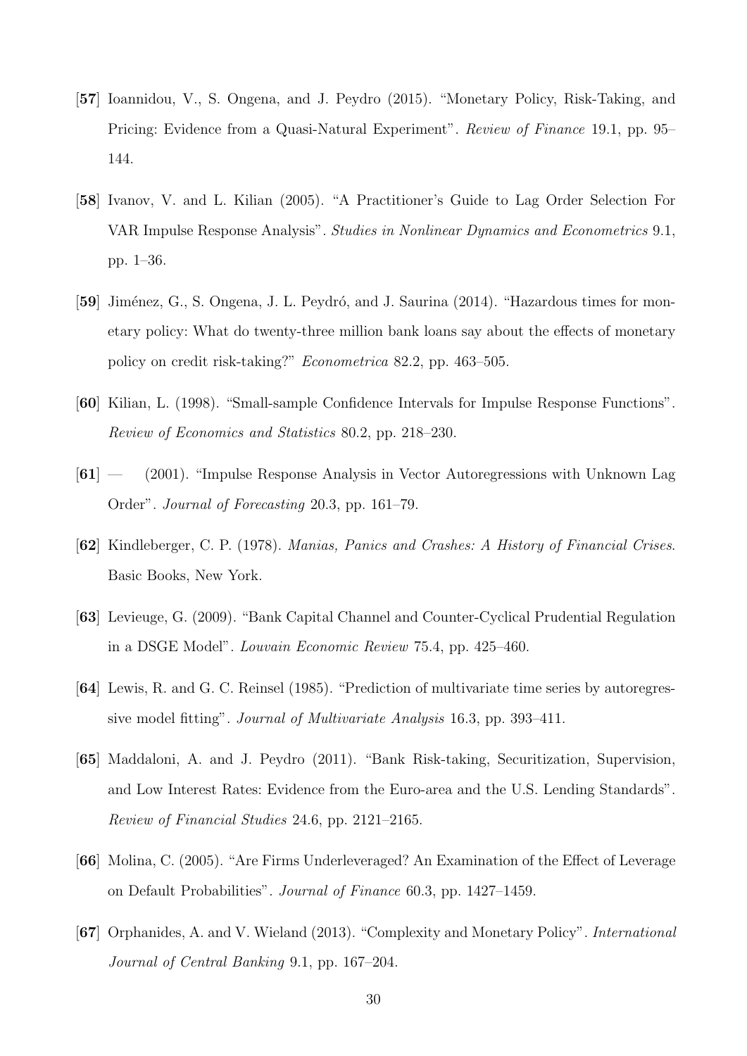**[57]** Ioannidou, V., S. Ongena, and J. Peydro (2015). "Monetary Policy, Risk-Taking, and Pricing: Evidence from a Quasi-Natural Experiment". *Review of Finance* 19.1, pp. 95–144.

**[58]** Ivanov, V. and L. Kilian (2005). "A Practitioner's Guide to Lag Order Selection For VAR Impulse Response Analysis". *Studies in Nonlinear Dynamics and Econometrics* 9.1, pp. 1–36.

**[59]** Jiménez, G., S. Ongena, J. L. Peydró, and J. Saurina (2014). "Hazardous times for monetary policy: What do twenty-three million bank loans say about the effects of monetary policy on credit risk-taking?" *Econometrica* 82.2, pp. 463–505.

**[60]** Kilian, L. (1998). "Small-sample Confidence Intervals for Impulse Response Functions". *Review of Economics and Statistics* 80.2, pp. 218–230.

**[61]** — (2001). "Impulse Response Analysis in Vector Autoregressions with Unknown Lag Order". *Journal of Forecasting* 20.3, pp. 161–79.

**[62]** Kindleberger, C. P. (1978). *Manias, Panics and Crashes: A History of Financial Crises*. Basic Books, New York.

**[63]** Levieuge, G. (2009). "Bank Capital Channel and Counter-Cyclical Prudential Regulation in a DSGE Model". *Louvain Economic Review* 75.4, pp. 425–460.

**[64]** Lewis, R. and G. C. Reinsel (1985). "Prediction of multivariate time series by autoregressive model fitting". *Journal of Multivariate Analysis* 16.3, pp. 393–411.

**[65]** Maddaloni, A. and J. Peydro (2011). "Bank Risk-taking, Securitization, Supervision, and Low Interest Rates: Evidence from the Euro-area and the U.S. Lending Standards". *Review of Financial Studies* 24.6, pp. 2121–2165.

**[66]** Molina, C. (2005). "Are Firms Underleveraged? An Examination of the Effect of Leverage on Default Probabilities". *Journal of Finance* 60.3, pp. 1427–1459.

**[67]** Orphanides, A. and V. Wieland (2013). "Complexity and Monetary Policy". *International Journal of Central Banking* 9.1, pp. 167–204.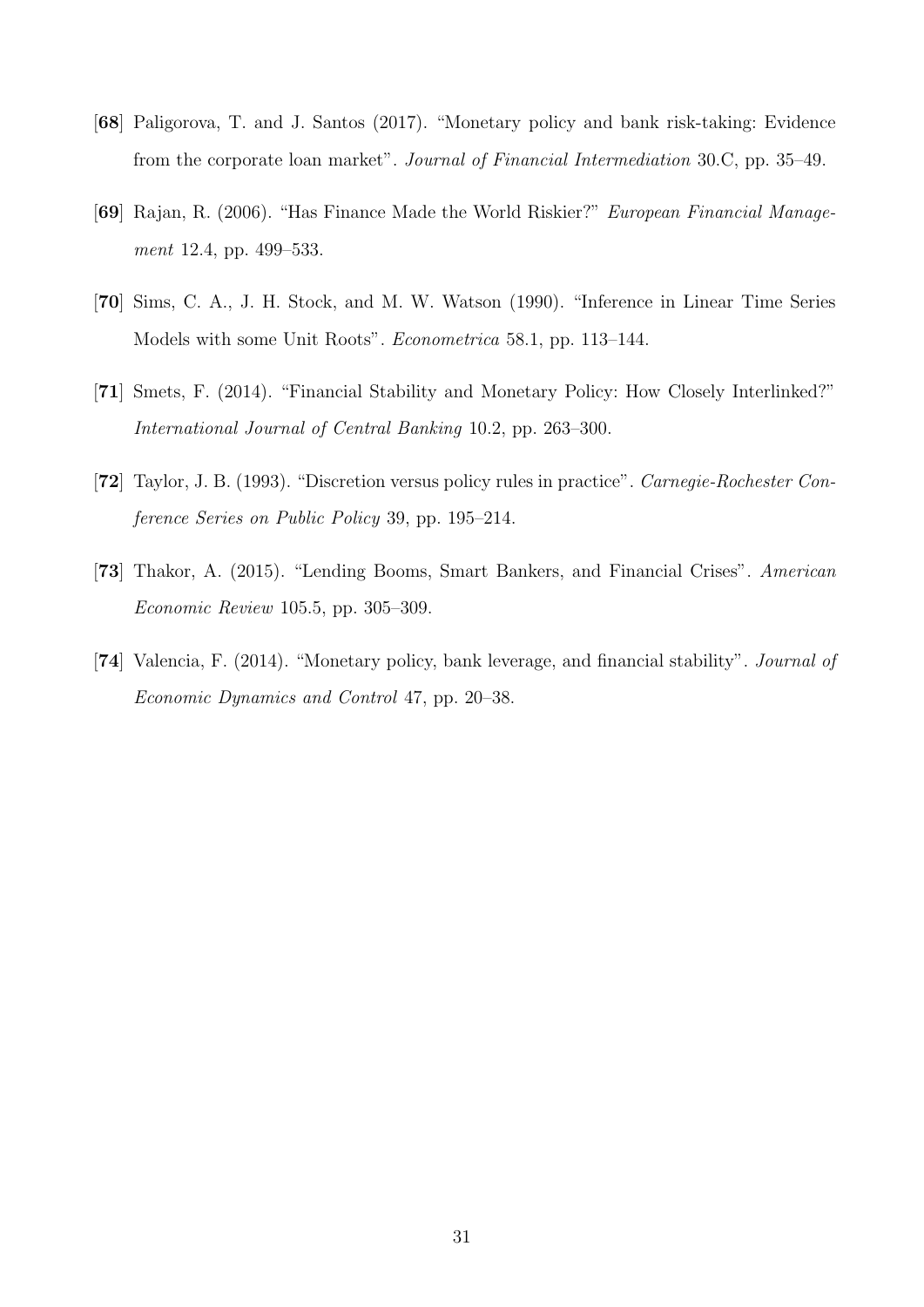[**68**] Paligorova, T. and J. Santos (2017). "Monetary policy and bank risk-taking: Evidence from the corporate loan market". *Journal of Financial Intermediation* 30.C, pp. 35–49.

[**69**] Rajan, R. (2006). "Has Finance Made the World Riskier?" *European Financial Management* 12.4, pp. 499–533.

[**70**] Sims, C. A., J. H. Stock, and M. W. Watson (1990). "Inference in Linear Time Series Models with some Unit Roots". *Econometrica* 58.1, pp. 113–144.

[**71**] Smets, F. (2014). "Financial Stability and Monetary Policy: How Closely Interlinked?" *International Journal of Central Banking* 10.2, pp. 263–300.

[**72**] Taylor, J. B. (1993). "Discretion versus policy rules in practice". *Carnegie-Rochester Conference Series on Public Policy* 39, pp. 195–214.

[**73**] Thakor, A. (2015). "Lending Booms, Smart Bankers, and Financial Crises". *American Economic Review* 105.5, pp. 305–309.

[**74**] Valencia, F. (2014). "Monetary policy, bank leverage, and financial stability". *Journal of Economic Dynamics and Control* 47, pp. 20–38.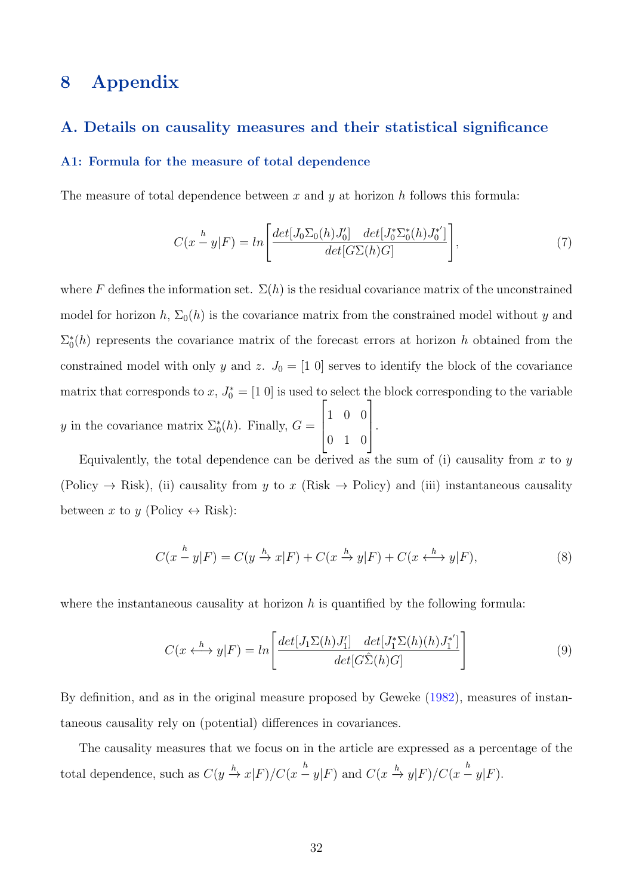# 8 Appendix

## A. Details on causality measures and their statistical significance

### A1: Formula for the measure of total dependence

The measure of total dependence between $x$ and $y$ at horizon $h$ follows this formula:

$$C(x \overset{h}{-} y|F) = ln\left[\frac{det[J_0\Sigma_0(h)J_0'] \quad det[J_0^*\Sigma_0^*(h)J_0^{*'}]}{det[G\Sigma(h)G]}\right], \tag{7}$$

where $F$ defines the information set. $\Sigma(h)$ is the residual covariance matrix of the unconstrained model for horizon $h$, $\Sigma_0(h)$ is the covariance matrix from the constrained model without $y$ and $\Sigma_0^*(h)$ represents the covariance matrix of the forecast errors at horizon $h$ obtained from the constrained model with only $y$ and $z$. $J_0 = [1\ 0]$ serves to identify the block of the covariance matrix that corresponds to $x$, $J_0^* = [1\ 0]$ is used to select the block corresponding to the variable $y$ in the covariance matrix $\Sigma_0^*(h)$. Finally, $G = \begin{bmatrix} 1 & 0 & 0 \\ 0 & 1 & 0 \end{bmatrix}$.

Equivalently, the total dependence can be derived as the sum of (i) causality from $x$ to $y$ (Policy $\rightarrow$ Risk), (ii) causality from $y$ to $x$ (Risk $\rightarrow$ Policy) and (iii) instantaneous causality between $x$ to $y$ (Policy $\leftrightarrow$ Risk):

$$C(x \overset{h}{-} y|F) = C(y \overset{h}{\rightarrow} x|F) + C(x \overset{h}{\rightarrow} y|F) + C(x \overset{h}{\longleftrightarrow} y|F), \tag{8}$$

where the instantaneous causality at horizon $h$ is quantified by the following formula:

$$C(x \overset{h}{\longleftrightarrow} y|F) = ln\left[\frac{det[J_1\Sigma(h)J_1'] \quad det[J_1^*\Sigma(h)(h)J_1^{*'}]}{det[G\hat{\Sigma}(h)G]}\right] \tag{9}$$

By definition, and as in the original measure proposed by Geweke (1982), measures of instantaneous causality rely on (potential) differences in covariances.

The causality measures that we focus on in the article are expressed as a percentage of the total dependence, such as $C(y \overset{h}{\rightarrow} x|F)/C(x \overset{h}{-} y|F)$ and $C(x \overset{h}{\rightarrow} y|F)/C(x \overset{h}{-} y|F)$.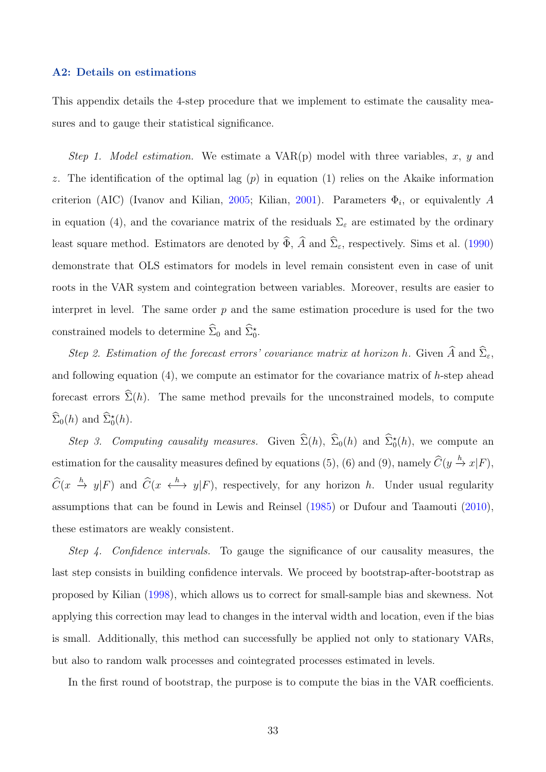### A2: Details on estimations

This appendix details the 4-step procedure that we implement to estimate the causality measures and to gauge their statistical significance.

*Step 1. Model estimation.* We estimate a VAR(p) model with three variables, $x$, $y$ and $z$. The identification of the optimal lag ($p$) in equation (1) relies on the Akaike information criterion (AIC) (Ivanov and Kilian, 2005; Kilian, 2001). Parameters $\Phi_i$, or equivalently $A$ in equation (4), and the covariance matrix of the residuals $\Sigma_\varepsilon$ are estimated by the ordinary least square method. Estimators are denoted by $\widehat{\Phi}$, $\widehat{A}$ and $\widehat{\Sigma}_\varepsilon$, respectively. Sims et al. (1990) demonstrate that OLS estimators for models in level remain consistent even in case of unit roots in the VAR system and cointegration between variables. Moreover, results are easier to interpret in level. The same order $p$ and the same estimation procedure is used for the two constrained models to determine $\widehat{\Sigma}_0$ and $\widehat{\Sigma}_0^\star$.

*Step 2. Estimation of the forecast errors' covariance matrix at horizon h.* Given $\widehat{A}$ and $\widehat{\Sigma}_\varepsilon$, and following equation (4), we compute an estimator for the covariance matrix of $h$-step ahead forecast errors $\widehat{\Sigma}(h)$. The same method prevails for the unconstrained models, to compute $\widehat{\Sigma}_0(h)$ and $\widehat{\Sigma}_0^\star(h)$.

*Step 3. Computing causality measures.* Given $\widehat{\Sigma}(h)$, $\widehat{\Sigma}_0(h)$ and $\widehat{\Sigma}_0^\star(h)$, we compute an estimation for the causality measures defined by equations (5), (6) and (9), namely $\widehat{C}(y \xrightarrow{h} x|F)$, $\widehat{C}(x \xrightarrow{h} y|F)$ and $\widehat{C}(x \xleftrightarrow{h} y|F)$, respectively, for any horizon $h$. Under usual regularity assumptions that can be found in Lewis and Reinsel (1985) or Dufour and Taamouti (2010), these estimators are weakly consistent.

*Step 4. Confidence intervals.* To gauge the significance of our causality measures, the last step consists in building confidence intervals. We proceed by bootstrap-after-bootstrap as proposed by Kilian (1998), which allows us to correct for small-sample bias and skewness. Not applying this correction may lead to changes in the interval width and location, even if the bias is small. Additionally, this method can successfully be applied not only to stationary VARs, but also to random walk processes and cointegrated processes estimated in levels.

In the first round of bootstrap, the purpose is to compute the bias in the VAR coefficients.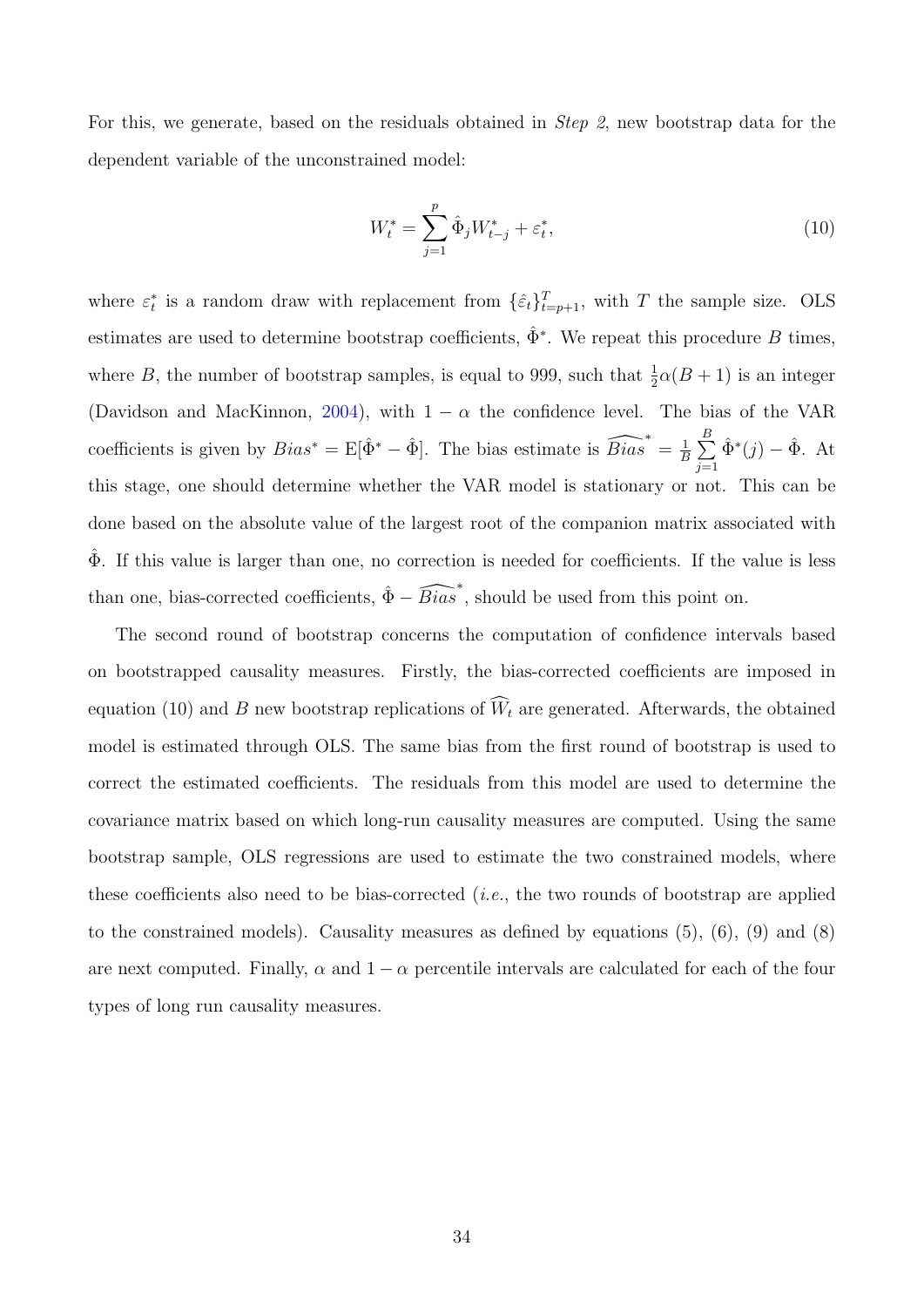For this, we generate, based on the residuals obtained in *Step 2*, new bootstrap data for the dependent variable of the unconstrained model:

$$W_t^* = \sum_{j=1}^{p} \hat{\Phi}_j W_{t-j}^* + \varepsilon_t^*, \tag{10}$$

where $\varepsilon_t^*$ is a random draw with replacement from $\{\hat{\varepsilon}_t\}_{t=p+1}^{T}$, with $T$ the sample size. OLS estimates are used to determine bootstrap coefficients, $\hat{\Phi}^*$. We repeat this procedure $B$ times, where $B$, the number of bootstrap samples, is equal to 999, such that $\frac{1}{2}\alpha(B+1)$ is an integer (Davidson and MacKinnon, 2004), with $1-\alpha$ the confidence level. The bias of the VAR coefficients is given by $Bias^* = \mathrm{E}[\hat{\Phi}^* - \hat{\Phi}]$. The bias estimate is $\widehat{Bias}^* = \frac{1}{B}\sum_{j=1}^{B} \hat{\Phi}^*(j) - \hat{\Phi}$. At this stage, one should determine whether the VAR model is stationary or not. This can be done based on the absolute value of the largest root of the companion matrix associated with $\hat{\Phi}$. If this value is larger than one, no correction is needed for coefficients. If the value is less than one, bias-corrected coefficients, $\hat{\Phi} - \widehat{Bias}^*$, should be used from this point on.

The second round of bootstrap concerns the computation of confidence intervals based on bootstrapped causality measures. Firstly, the bias-corrected coefficients are imposed in equation (10) and $B$ new bootstrap replications of $\widehat{W}_t$ are generated. Afterwards, the obtained model is estimated through OLS. The same bias from the first round of bootstrap is used to correct the estimated coefficients. The residuals from this model are used to determine the covariance matrix based on which long-run causality measures are computed. Using the same bootstrap sample, OLS regressions are used to estimate the two constrained models, where these coefficients also need to be bias-corrected (*i.e.*, the two rounds of bootstrap are applied to the constrained models). Causality measures as defined by equations (5), (6), (9) and (8) are next computed. Finally, $\alpha$ and $1-\alpha$ percentile intervals are calculated for each of the four types of long run causality measures.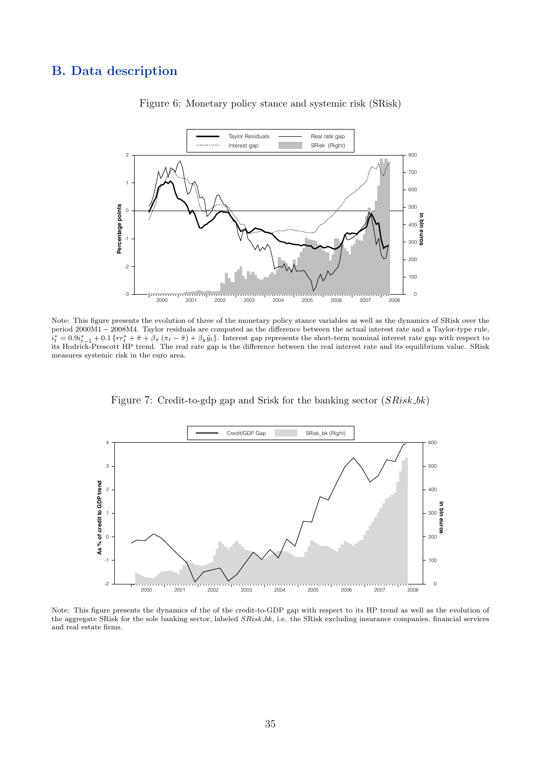## B. Data description

Figure 6: Monetary policy stance and systemic risk (SRisk)

Note: This figure presents the evolution of three of the monetary policy stance variables as well as the dynamics of SRisk over the period 2000M1 − 2008M4. Taylor residuals are computed as the difference between the actual interest rate and a Taylor-type rule, $i_t^* = 0.9i_{t-1}^* + 0.1\{rr_t^* + \bar{\pi} + \beta_\pi(\pi_t - \bar{\pi}) + \beta_y \tilde{y}_t\}$. Interest gap represents the short-term nominal interest rate gap with respect to its Hodrick-Prescott HP trend. The real rate gap is the difference between the real interest rate and its equilibrium value. SRisk measures systemic risk in the euro area.

Figure 7: Credit-to-gdp gap and Srisk for the banking sector ($SRisk\_bk$)

Note: This figure presents the dynamics of the of the credit-to-GDP gap with respect to its HP trend as well as the evolution of the aggregate SRisk for the sole banking sector, labeled $SRisk\_bk$, i.e. the SRisk excluding insurance companies, financial services and real estate firms.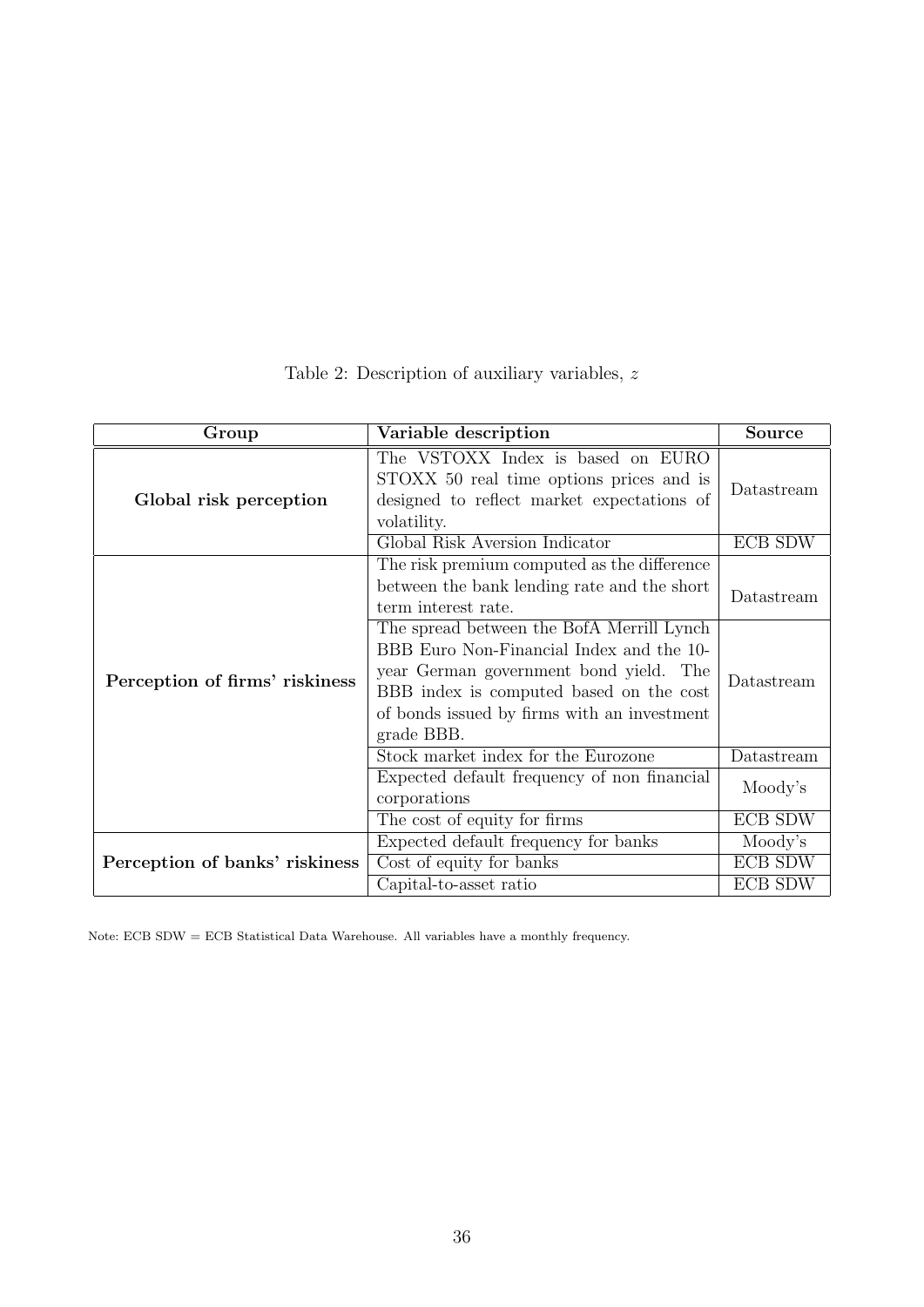Table 2: Description of auxiliary variables, $z$

| Group | Variable description | Source |
|---|---|---|
| **Global risk perception** | The VSTOXX Index is based on EURO STOXX 50 real time options prices and is designed to reflect market expectations of volatility. | Datastream |
| | Global Risk Aversion Indicator | ECB SDW |
| **Perception of firms' riskiness** | The risk premium computed as the difference between the bank lending rate and the short term interest rate. | Datastream |
| | The spread between the BofA Merrill Lynch BBB Euro Non-Financial Index and the 10-year German government bond yield. The BBB index is computed based on the cost of bonds issued by firms with an investment grade BBB. | Datastream |
| | Stock market index for the Eurozone | Datastream |
| | Expected default frequency of non financial corporations | Moody's |
| | The cost of equity for firms | ECB SDW |
| **Perception of banks' riskiness** | Expected default frequency for banks | Moody's |
| | Cost of equity for banks | ECB SDW |
| | Capital-to-asset ratio | ECB SDW |

Note: ECB SDW = ECB Statistical Data Warehouse. All variables have a monthly frequency.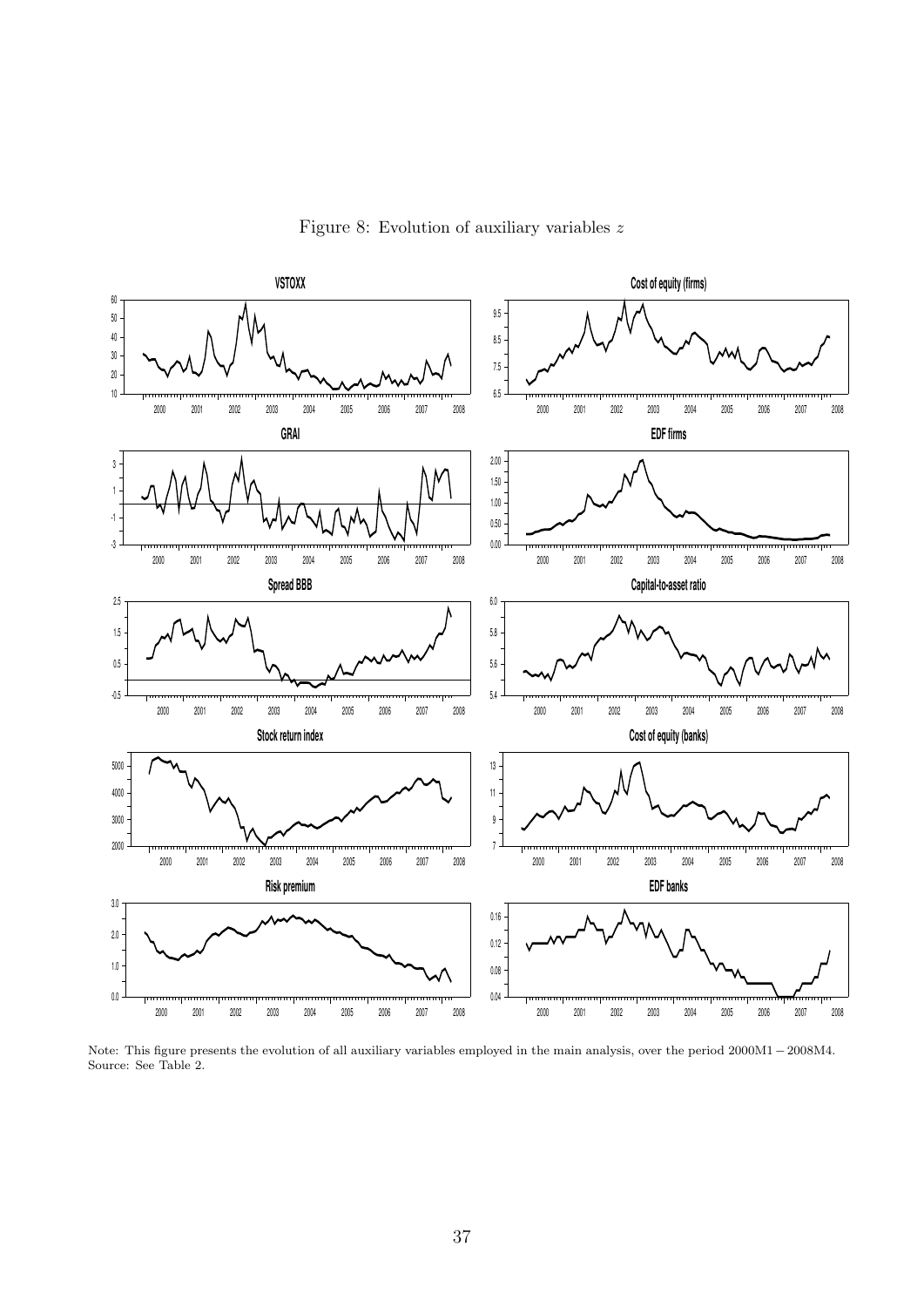Figure 8: Evolution of auxiliary variables $z$

Note: This figure presents the evolution of all auxiliary variables employed in the main analysis, over the period 2000M1 − 2008M4.
Source: See Table 2.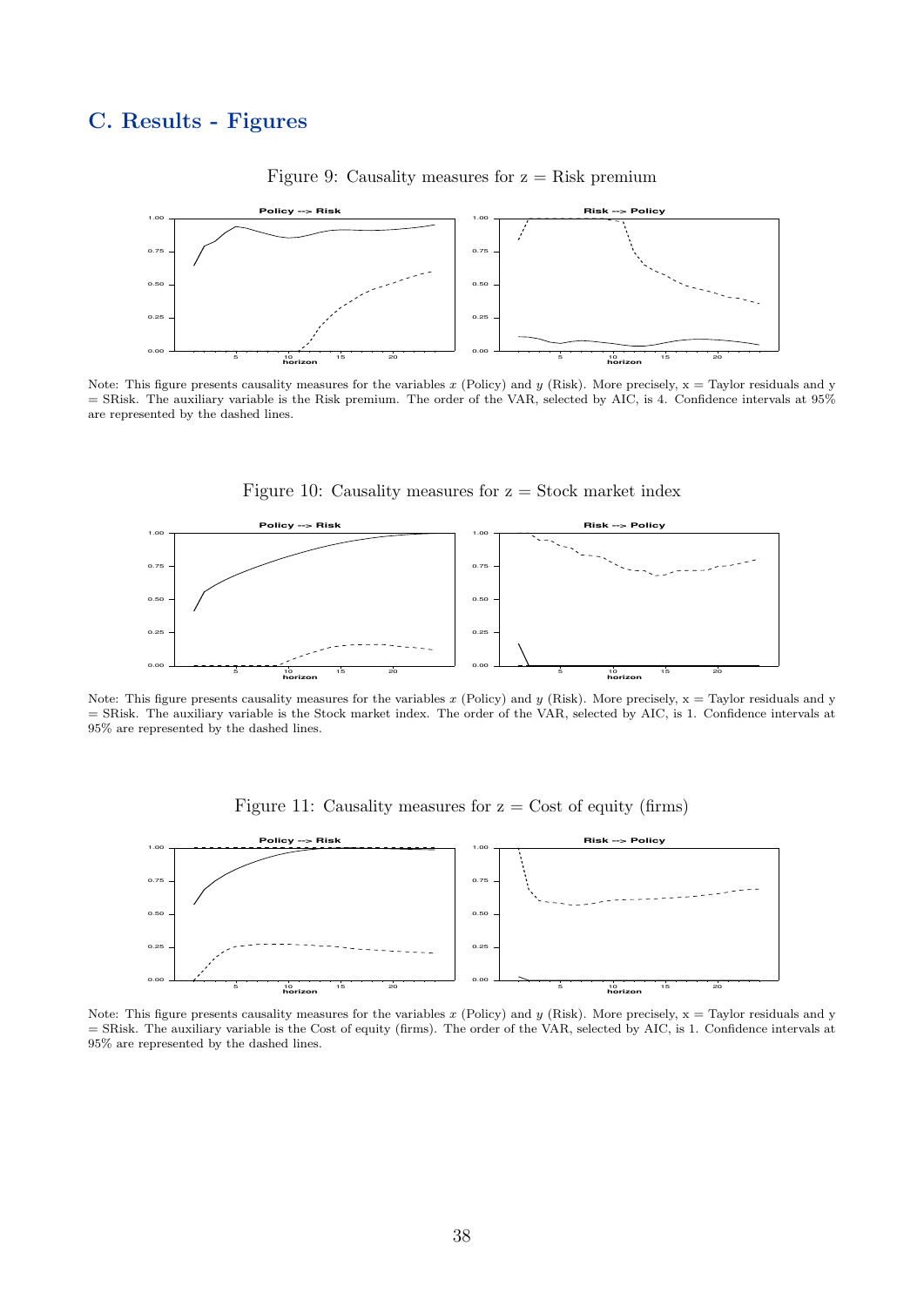## C. Results - Figures

Figure 9: Causality measures for z = Risk premium

Note: This figure presents causality measures for the variables $x$ (Policy) and $y$ (Risk). More precisely, x = Taylor residuals and y = SRisk. The auxiliary variable is the Risk premium. The order of the VAR, selected by AIC, is 4. Confidence intervals at 95% are represented by the dashed lines.

Figure 10: Causality measures for z = Stock market index

Note: This figure presents causality measures for the variables $x$ (Policy) and $y$ (Risk). More precisely, x = Taylor residuals and y = SRisk. The auxiliary variable is the Stock market index. The order of the VAR, selected by AIC, is 1. Confidence intervals at 95% are represented by the dashed lines.

Figure 11: Causality measures for z = Cost of equity (firms)

Note: This figure presents causality measures for the variables $x$ (Policy) and $y$ (Risk). More precisely, x = Taylor residuals and y = SRisk. The auxiliary variable is the Cost of equity (firms). The order of the VAR, selected by AIC, is 1. Confidence intervals at 95% are represented by the dashed lines.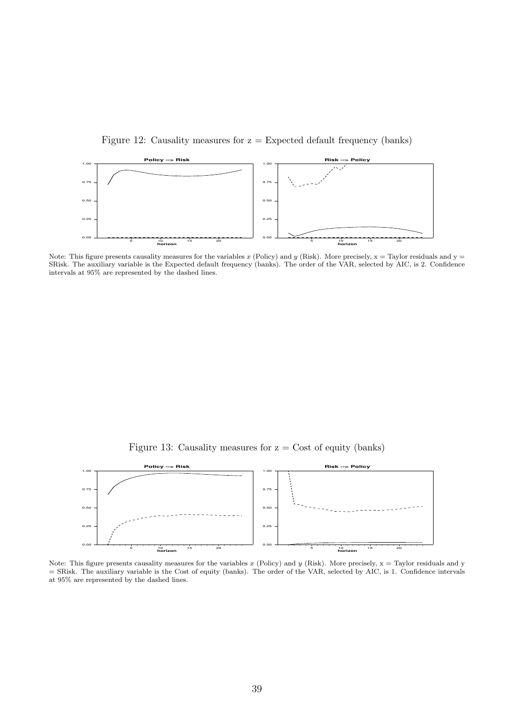Figure 12: Causality measures for z = Expected default frequency (banks)

Note: This figure presents causality measures for the variables $x$ (Policy) and $y$ (Risk). More precisely, x = Taylor residuals and y = SRisk. The auxiliary variable is the Expected default frequency (banks). The order of the VAR, selected by AIC, is 2. Confidence intervals at 95% are represented by the dashed lines.

Figure 13: Causality measures for z = Cost of equity (banks)

Note: This figure presents causality measures for the variables $x$ (Policy) and $y$ (Risk). More precisely, x = Taylor residuals and y = SRisk. The auxiliary variable is the Cost of equity (banks). The order of the VAR, selected by AIC, is 1. Confidence intervals at 95% are represented by the dashed lines.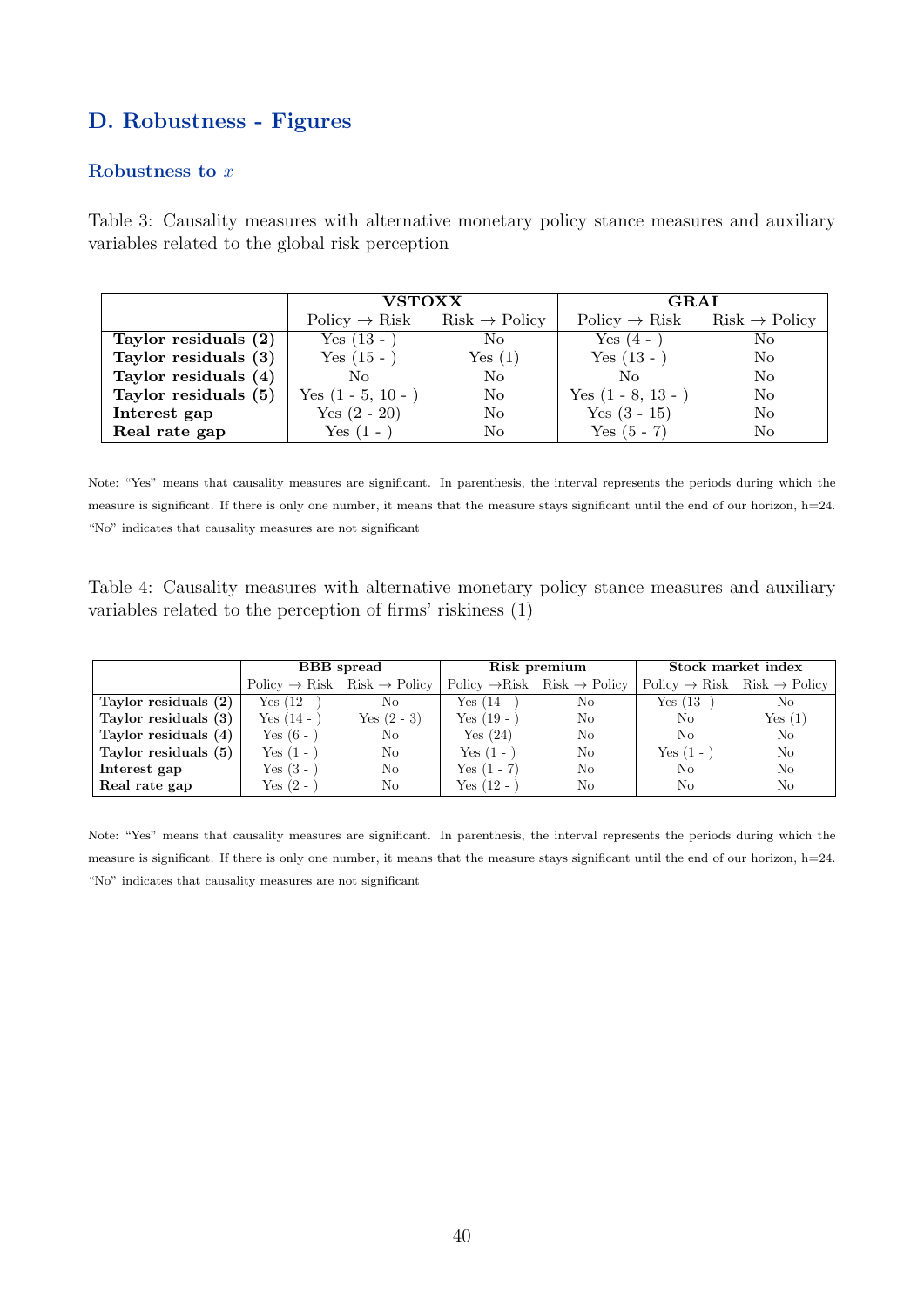## D. Robustness - Figures

### Robustness to $x$

Table 3: Causality measures with alternative monetary policy stance measures and auxiliary variables related to the global risk perception

| | **VSTOXX** | | **GRAI** | |
|---|---|---|---|---|
| | Policy → Risk | Risk → Policy | Policy → Risk | Risk → Policy |
| **Taylor residuals (2)** | Yes (13 - ) | No | Yes (4 - ) | No |
| **Taylor residuals (3)** | Yes (15 - ) | Yes (1) | Yes (13 - ) | No |
| **Taylor residuals (4)** | No | No | No | No |
| **Taylor residuals (5)** | Yes (1 - 5, 10 - ) | No | Yes (1 - 8, 13 - ) | No |
| **Interest gap** | Yes (2 - 20) | No | Yes (3 - 15) | No |
| **Real rate gap** | Yes (1 - ) | No | Yes (5 - 7) | No |

Note: "Yes" means that causality measures are significant. In parenthesis, the interval represents the periods during which the measure is significant. If there is only one number, it means that the measure stays significant until the end of our horizon, h=24. "No" indicates that causality measures are not significant

Table 4: Causality measures with alternative monetary policy stance measures and auxiliary variables related to the perception of firms' riskiness (1)

| | **BBB spread** | | **Risk premium** | | **Stock market index** | |
|---|---|---|---|---|---|---|
| | Policy → Risk | Risk → Policy | Policy → Risk | Risk → Policy | Policy → Risk | Risk → Policy |
| **Taylor residuals (2)** | Yes (12 - ) | No | Yes (14 - ) | No | Yes (13 -) | No |
| **Taylor residuals (3)** | Yes (14 - ) | Yes (2 - 3) | Yes (19 - ) | No | No | Yes (1) |
| **Taylor residuals (4)** | Yes (6 - ) | No | Yes (24) | No | No | No |
| **Taylor residuals (5)** | Yes (1 - ) | No | Yes (1 - ) | No | Yes (1 - ) | No |
| **Interest gap** | Yes (3 - ) | No | Yes (1 - 7) | No | No | No |
| **Real rate gap** | Yes (2 - ) | No | Yes (12 - ) | No | No | No |

Note: "Yes" means that causality measures are significant. In parenthesis, the interval represents the periods during which the measure is significant. If there is only one number, it means that the measure stays significant until the end of our horizon, h=24. "No" indicates that causality measures are not significant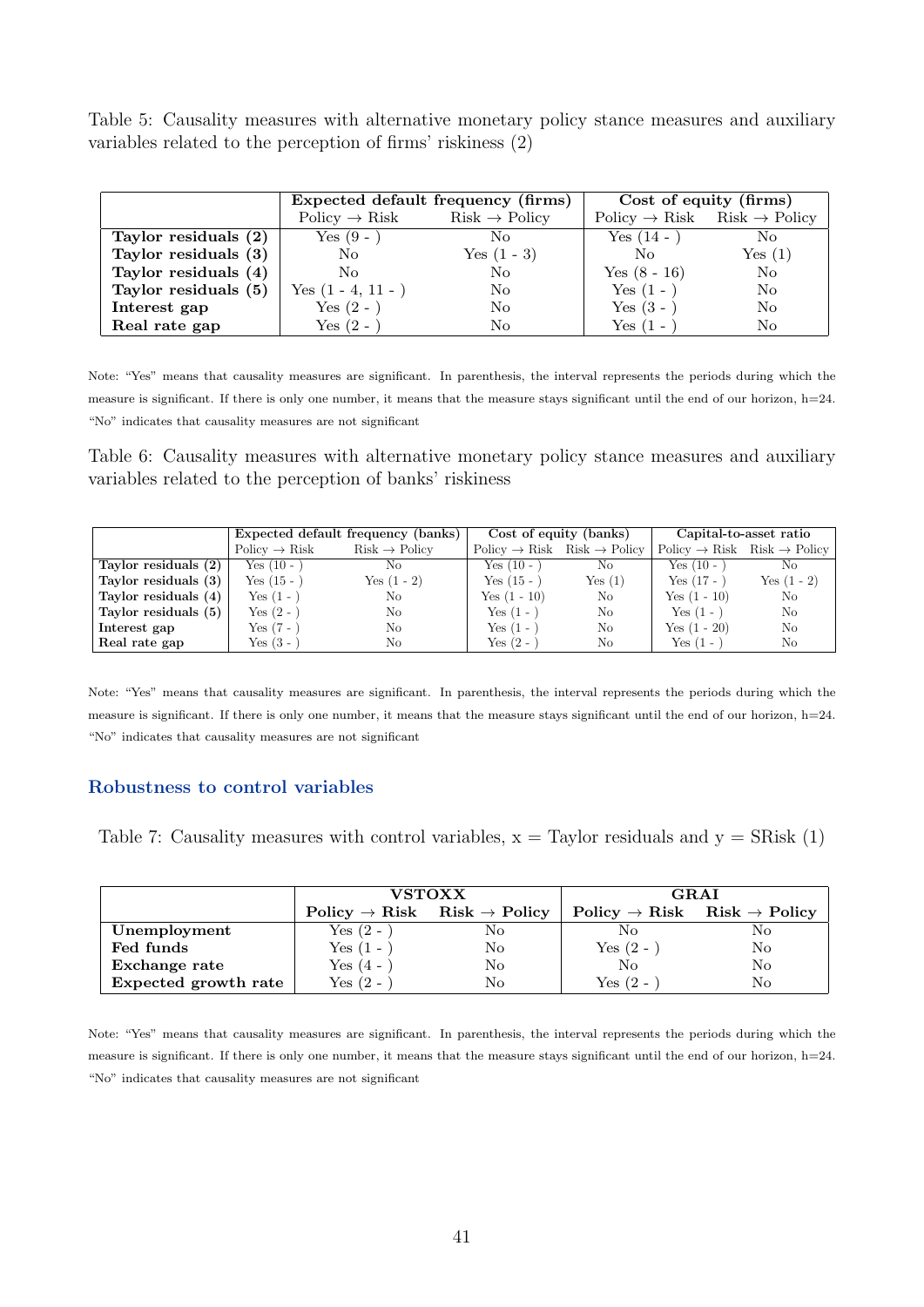Table 5: Causality measures with alternative monetary policy stance measures and auxiliary variables related to the perception of firms' riskiness (2)

| | Expected default frequency (firms) | | Cost of equity (firms) | |
|---|---|---|---|---|
| | Policy → Risk | Risk → Policy | Policy → Risk | Risk → Policy |
| **Taylor residuals (2)** | Yes (9 - ) | No | Yes (14 - ) | No |
| **Taylor residuals (3)** | No | Yes (1 - 3) | No | Yes (1) |
| **Taylor residuals (4)** | No | No | Yes (8 - 16) | No |
| **Taylor residuals (5)** | Yes (1 - 4, 11 - ) | No | Yes (1 - ) | No |
| **Interest gap** | Yes (2 - ) | No | Yes (3 - ) | No |
| **Real rate gap** | Yes (2 - ) | No | Yes (1 - ) | No |

Note: "Yes" means that causality measures are significant. In parenthesis, the interval represents the periods during which the measure is significant. If there is only one number, it means that the measure stays significant until the end of our horizon, h=24. "No" indicates that causality measures are not significant

Table 6: Causality measures with alternative monetary policy stance measures and auxiliary variables related to the perception of banks' riskiness

| | Expected default frequency (banks) | | Cost of equity (banks) | | Capital-to-asset ratio | |
|---|---|---|---|---|---|---|
| | Policy → Risk | Risk → Policy | Policy → Risk | Risk → Policy | Policy → Risk | Risk → Policy |
| **Taylor residuals (2)** | Yes (10 - ) | No | Yes (10 - ) | No | Yes (10 - ) | No |
| **Taylor residuals (3)** | Yes (15 - ) | Yes (1 - 2) | Yes (15 - ) | Yes (1) | Yes (17 - ) | Yes (1 - 2) |
| **Taylor residuals (4)** | Yes (1 - ) | No | Yes (1 - 10) | No | Yes (1 - 10) | No |
| **Taylor residuals (5)** | Yes (2 - ) | No | Yes (1 - ) | No | Yes (1 - ) | No |
| **Interest gap** | Yes (7 - ) | No | Yes (1 - ) | No | Yes (1 - 20) | No |
| **Real rate gap** | Yes (3 - ) | No | Yes (2 - ) | No | Yes (1 - ) | No |

Note: "Yes" means that causality measures are significant. In parenthesis, the interval represents the periods during which the measure is significant. If there is only one number, it means that the measure stays significant until the end of our horizon, h=24. "No" indicates that causality measures are not significant

## Robustness to control variables

Table 7: Causality measures with control variables, x = Taylor residuals and y = SRisk (1)

| | VSTOXX | | GRAI | |
|---|---|---|---|---|
| | Policy → Risk | Risk → Policy | Policy → Risk | Risk → Policy |
| **Unemployment** | Yes (2 - ) | No | No | No |
| **Fed funds** | Yes (1 - ) | No | Yes (2 - ) | No |
| **Exchange rate** | Yes (4 - ) | No | No | No |
| **Expected growth rate** | Yes (2 - ) | No | Yes (2 - ) | No |

Note: "Yes" means that causality measures are significant. In parenthesis, the interval represents the periods during which the measure is significant. If there is only one number, it means that the measure stays significant until the end of our horizon, h=24. "No" indicates that causality measures are not significant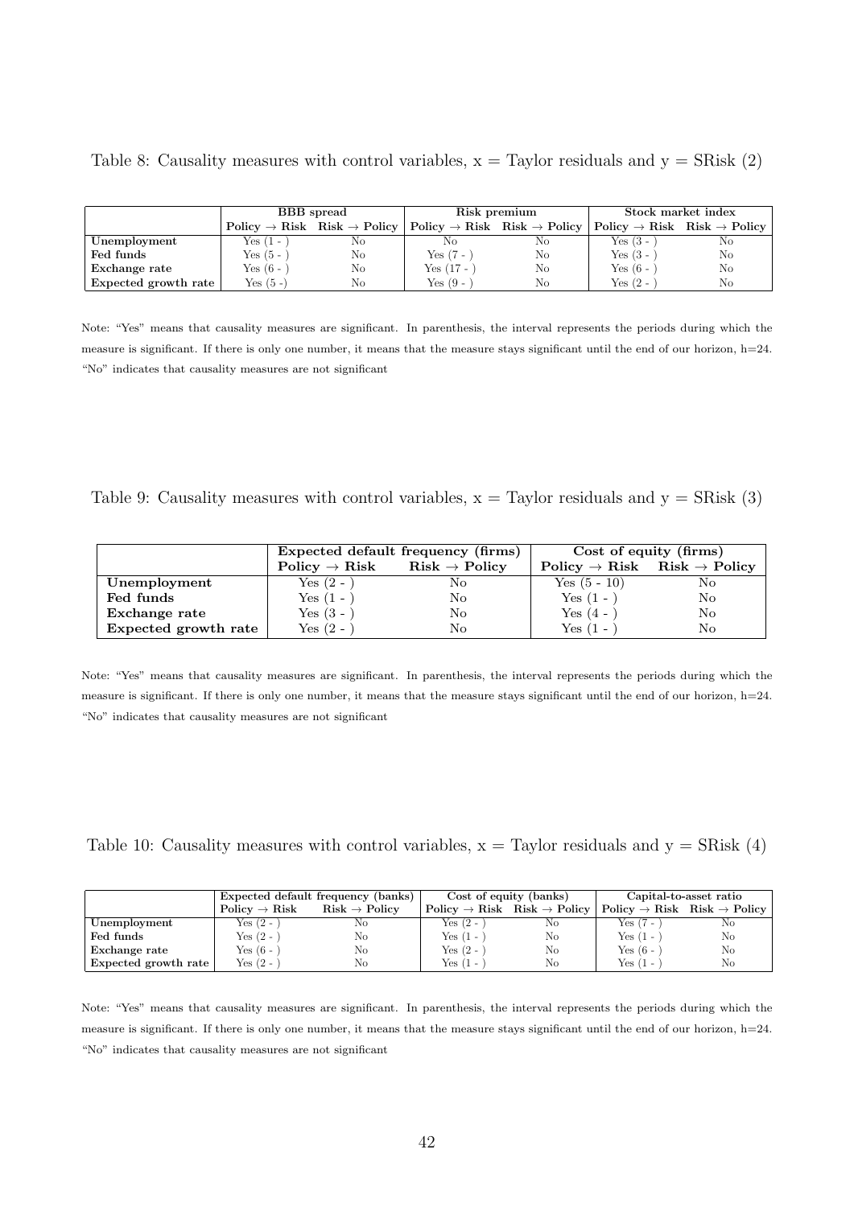Table 8: Causality measures with control variables, x = Taylor residuals and y = SRisk (2)

| | BBB spread | | Risk premium | | Stock market index | |
|---|---|---|---|---|---|---|
| | **Policy → Risk** | **Risk → Policy** | **Policy → Risk** | **Risk → Policy** | **Policy → Risk** | **Risk → Policy** |
| **Unemployment** | Yes (1 - ) | No | No | No | Yes (3 - ) | No |
| **Fed funds** | Yes (5 - ) | No | Yes (7 - ) | No | Yes (3 - ) | No |
| **Exchange rate** | Yes (6 - ) | No | Yes (17 - ) | No | Yes (6 - ) | No |
| **Expected growth rate** | Yes (5 -) | No | Yes (9 - ) | No | Yes (2 - ) | No |

Note: "Yes" means that causality measures are significant. In parenthesis, the interval represents the periods during which the measure is significant. If there is only one number, it means that the measure stays significant until the end of our horizon, h=24. "No" indicates that causality measures are not significant

Table 9: Causality measures with control variables, x = Taylor residuals and y = SRisk (3)

| | **Expected default frequency (firms)** | | **Cost of equity (firms)** | |
|---|---|---|---|---|
| | **Policy → Risk** | **Risk → Policy** | **Policy → Risk** | **Risk → Policy** |
| **Unemployment** | Yes (2 - ) | No | Yes (5 - 10) | No |
| **Fed funds** | Yes (1 - ) | No | Yes (1 - ) | No |
| **Exchange rate** | Yes (3 - ) | No | Yes (4 - ) | No |
| **Expected growth rate** | Yes (2 - ) | No | Yes (1 - ) | No |

Note: "Yes" means that causality measures are significant. In parenthesis, the interval represents the periods during which the measure is significant. If there is only one number, it means that the measure stays significant until the end of our horizon, h=24. "No" indicates that causality measures are not significant

Table 10: Causality measures with control variables, x = Taylor residuals and y = SRisk (4)

| | Expected default frequency (banks) | | Cost of equity (banks) | | Capital-to-asset ratio | |
|---|---|---|---|---|---|---|
| | **Policy → Risk** | **Risk → Policy** | **Policy → Risk** | **Risk → Policy** | **Policy → Risk** | **Risk → Policy** |
| **Unemployment** | Yes (2 - ) | No | Yes (2 - ) | No | Yes (7 - ) | No |
| **Fed funds** | Yes (2 - ) | No | Yes (1 - ) | No | Yes (1 - ) | No |
| **Exchange rate** | Yes (6 - ) | No | Yes (2 - ) | No | Yes (6 - ) | No |
| **Expected growth rate** | Yes (2 - ) | No | Yes (1 - ) | No | Yes (1 - ) | No |

Note: "Yes" means that causality measures are significant. In parenthesis, the interval represents the periods during which the measure is significant. If there is only one number, it means that the measure stays significant until the end of our horizon, h=24. "No" indicates that causality measures are not significant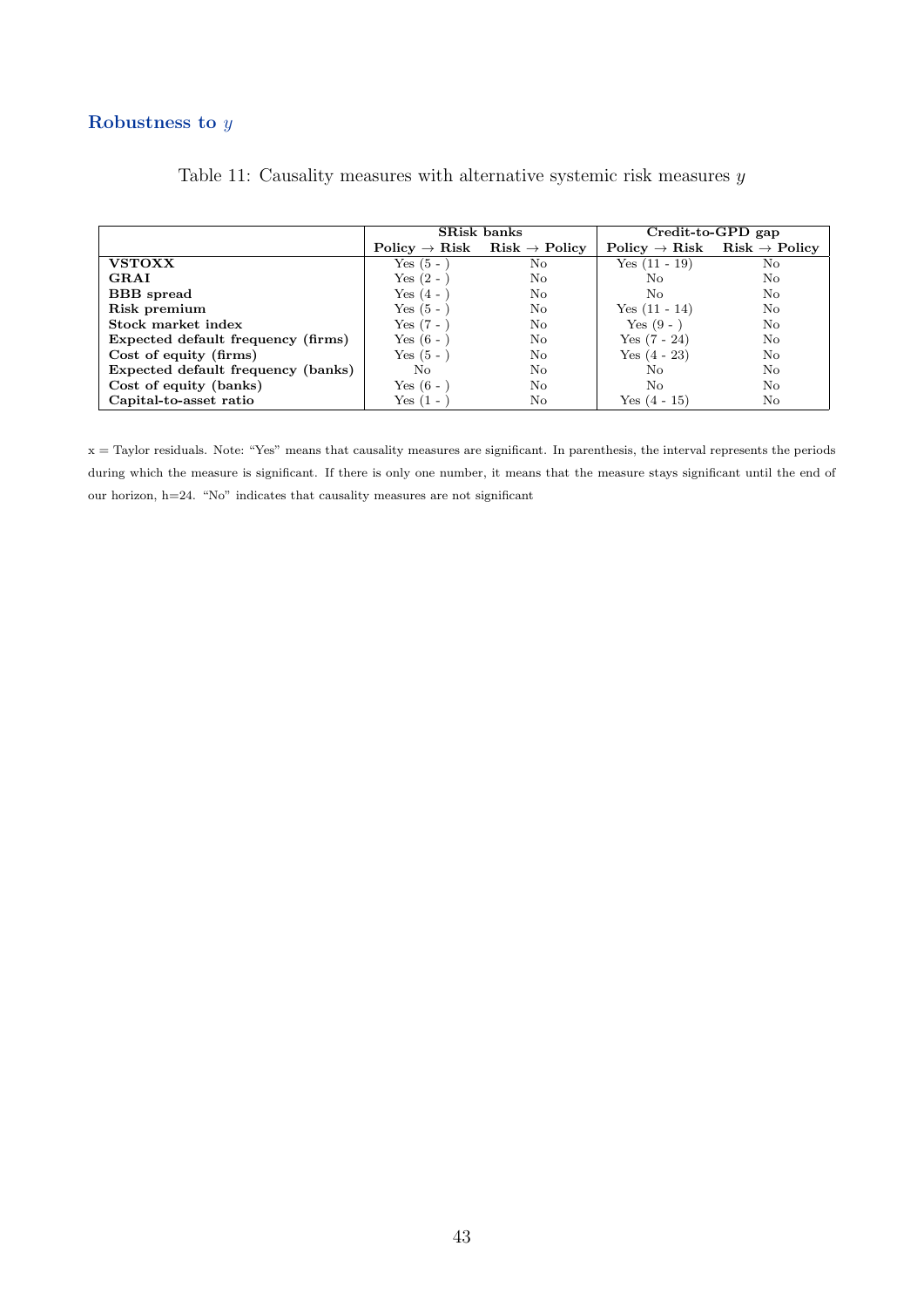### Robustness to $y$

Table 11: Causality measures with alternative systemic risk measures $y$

| | SRisk banks | | Credit-to-GPD gap | |
|---|---|---|---|---|
| | **Policy → Risk** | **Risk → Policy** | **Policy → Risk** | **Risk → Policy** |
| **VSTOXX** | Yes (5 - ) | No | Yes (11 - 19) | No |
| **GRAI** | Yes (2 - ) | No | No | No |
| **BBB spread** | Yes (4 - ) | No | No | No |
| **Risk premium** | Yes (5 - ) | No | Yes (11 - 14) | No |
| **Stock market index** | Yes (7 - ) | No | Yes (9 - ) | No |
| **Expected default frequency (firms)** | Yes (6 - ) | No | Yes (7 - 24) | No |
| **Cost of equity (firms)** | Yes (5 - ) | No | Yes (4 - 23) | No |
| **Expected default frequency (banks)** | No | No | No | No |
| **Cost of equity (banks)** | Yes (6 - ) | No | No | No |
| **Capital-to-asset ratio** | Yes (1 - ) | No | Yes (4 - 15) | No |

x = Taylor residuals. Note: "Yes" means that causality measures are significant. In parenthesis, the interval represents the periods during which the measure is significant. If there is only one number, it means that the measure stays significant until the end of our horizon, h=24. "No" indicates that causality measures are not significant